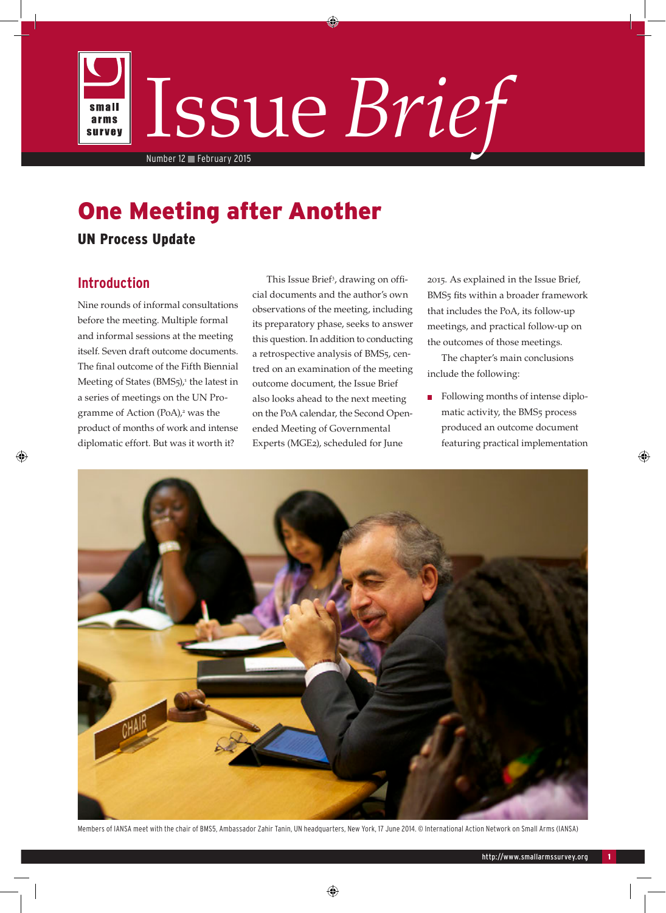# Issue Brief

Number 12 ■ February 2015

## One Meeting after Another

### UN Process Update

### Introduction

Nine rounds of informal consultations before the meeting. Multiple formal and informal sessions at the meeting itself. Seven draft outcome documents. The final outcome of the Fifth Biennial Meeting of States (BMS5),[1] the latest in a series of meetings on the UN Programme of Action (PoA),[2] was the product of months of work and intense diplomatic effort. But was it worth it?

This Issue Brief[3], drawing on official documents and the author's own observations of the meeting, including its preparatory phase, seeks to answer this question. In addition to conducting a retrospective analysis of BMS5, centred on an examination of the meeting outcome document, the Issue Brief also looks ahead to the next meeting on the PoA calendar, the Second Open-ended Meeting of Governmental Experts (MGE2), scheduled for June 2015. As explained in the Issue Brief, BMS5 fits within a broader framework that includes the PoA, its follow-up meetings, and practical follow-up on the outcomes of those meetings.

The chapter's main conclusions include the following:

- Following months of intense diplomatic activity, the BMS5 process produced an outcome document featuring practical implementation

Members of IANSA meet with the chair of BMS5, Ambassador Zahir Tanin, UN headquarters, New York, 17 June 2014. © International Action Network on Small Arms (IANSA)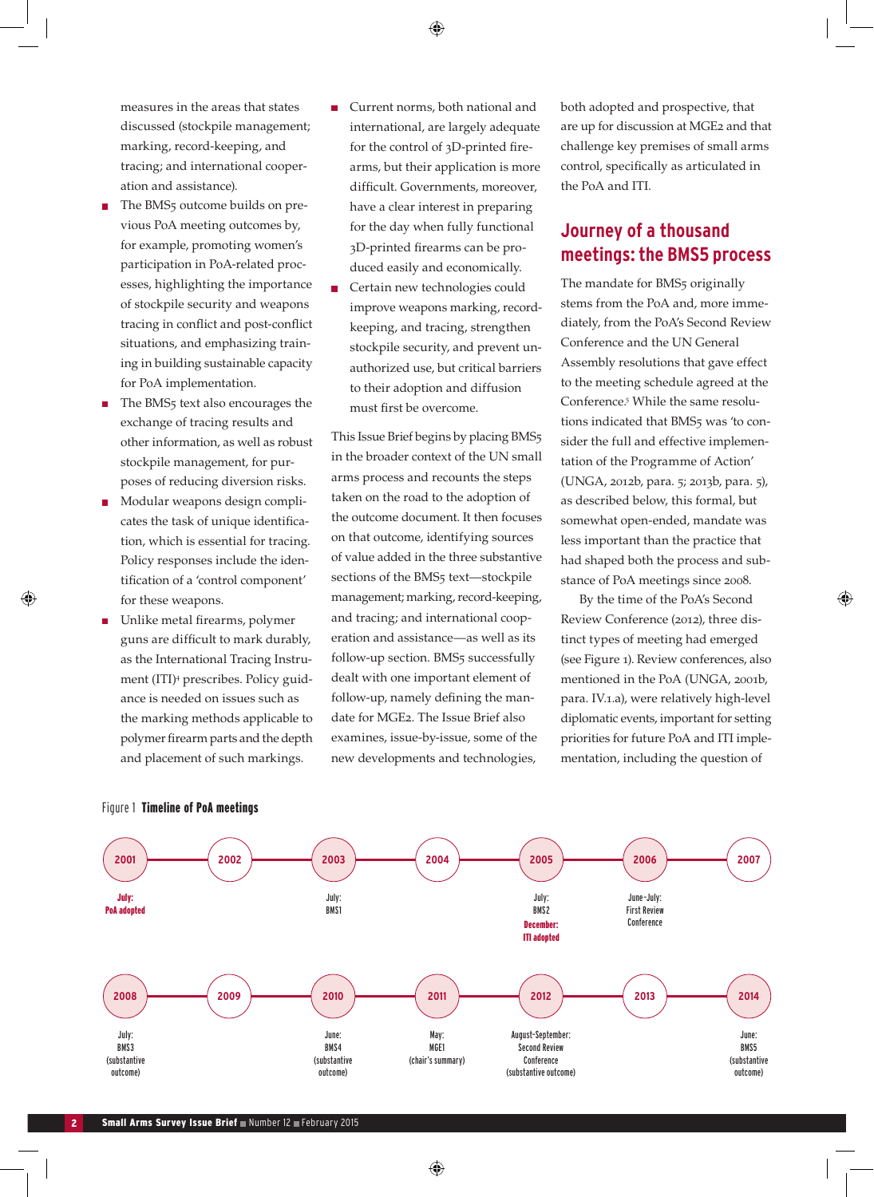measures in the areas that states discussed (stockpile management; marking, record-keeping, and tracing; and international cooperation and assistance).

- The BMS5 outcome builds on previous PoA meeting outcomes by, for example, promoting women's participation in PoA-related processes, highlighting the importance of stockpile security and weapons tracing in conflict and post-conflict situations, and emphasizing training in building sustainable capacity for PoA implementation.
- The BMS5 text also encourages the exchange of tracing results and other information, as well as robust stockpile management, for purposes of reducing diversion risks.
- Modular weapons design complicates the task of unique identification, which is essential for tracing. Policy responses include the identification of a 'control component' for these weapons.
- Unlike metal firearms, polymer guns are difficult to mark durably, as the International Tracing Instrument (ITI)[4] prescribes. Policy guidance is needed on issues such as the marking methods applicable to polymer firearm parts and the depth and placement of such markings.
- Current norms, both national and international, are largely adequate for the control of 3D-printed firearms, but their application is more difficult. Governments, moreover, have a clear interest in preparing for the day when fully functional 3D-printed firearms can be produced easily and economically.
- Certain new technologies could improve weapons marking, record-keeping, and tracing, strengthen stockpile security, and prevent unauthorized use, but critical barriers to their adoption and diffusion must first be overcome.

This Issue Brief begins by placing BMS5 in the broader context of the UN small arms process and recounts the steps taken on the road to the adoption of the outcome document. It then focuses on that outcome, identifying sources of value added in the three substantive sections of the BMS5 text—stockpile management; marking, record-keeping, and tracing; and international cooperation and assistance—as well as its follow-up section. BMS5 successfully dealt with one important element of follow-up, namely defining the mandate for MGE2. The Issue Brief also examines, issue-by-issue, some of the new developments and technologies, both adopted and prospective, that are up for discussion at MGE2 and that challenge key premises of small arms control, specifically as articulated in the PoA and ITI.

## Journey of a thousand meetings: the BMS5 process

The mandate for BMS5 originally stems from the PoA and, more immediately, from the PoA's Second Review Conference and the UN General Assembly resolutions that gave effect to the meeting schedule agreed at the Conference.[5] While the same resolutions indicated that BMS5 was 'to consider the full and effective implementation of the Programme of Action' (UNGA, 2012b, para. 5; 2013b, para. 5), as described below, this formal, but somewhat open-ended, mandate was less important than the practice that had shaped both the process and substance of PoA meetings since 2008.

By the time of the PoA's Second Review Conference (2012), three distinct types of meeting had emerged (see Figure 1). Review conferences, also mentioned in the PoA (UNGA, 2001b, para. IV.1.a), were relatively high-level diplomatic events, important for setting priorities for future PoA and ITI implementation, including the question of

Figure 1 **Timeline of PoA meetings**

| Year | Event |
|---|---|
| 2001 | **July: PoA adopted** |
| 2002 | |
| 2003 | July: BMS1 |
| 2004 | |
| 2005 | July: BMS2; **December: ITI adopted** |
| 2006 | June–July: First Review Conference |
| 2007 | |
| 2008 | July: BMS3 (substantive outcome) |
| 2009 | |
| 2010 | June: BMS4 (substantive outcome) |
| 2011 | May: MGE1 (chair's summary) |
| 2012 | August–September: Second Review Conference (substantive outcome) |
| 2013 | |
| 2014 | June: BMS5 (substantive outcome) |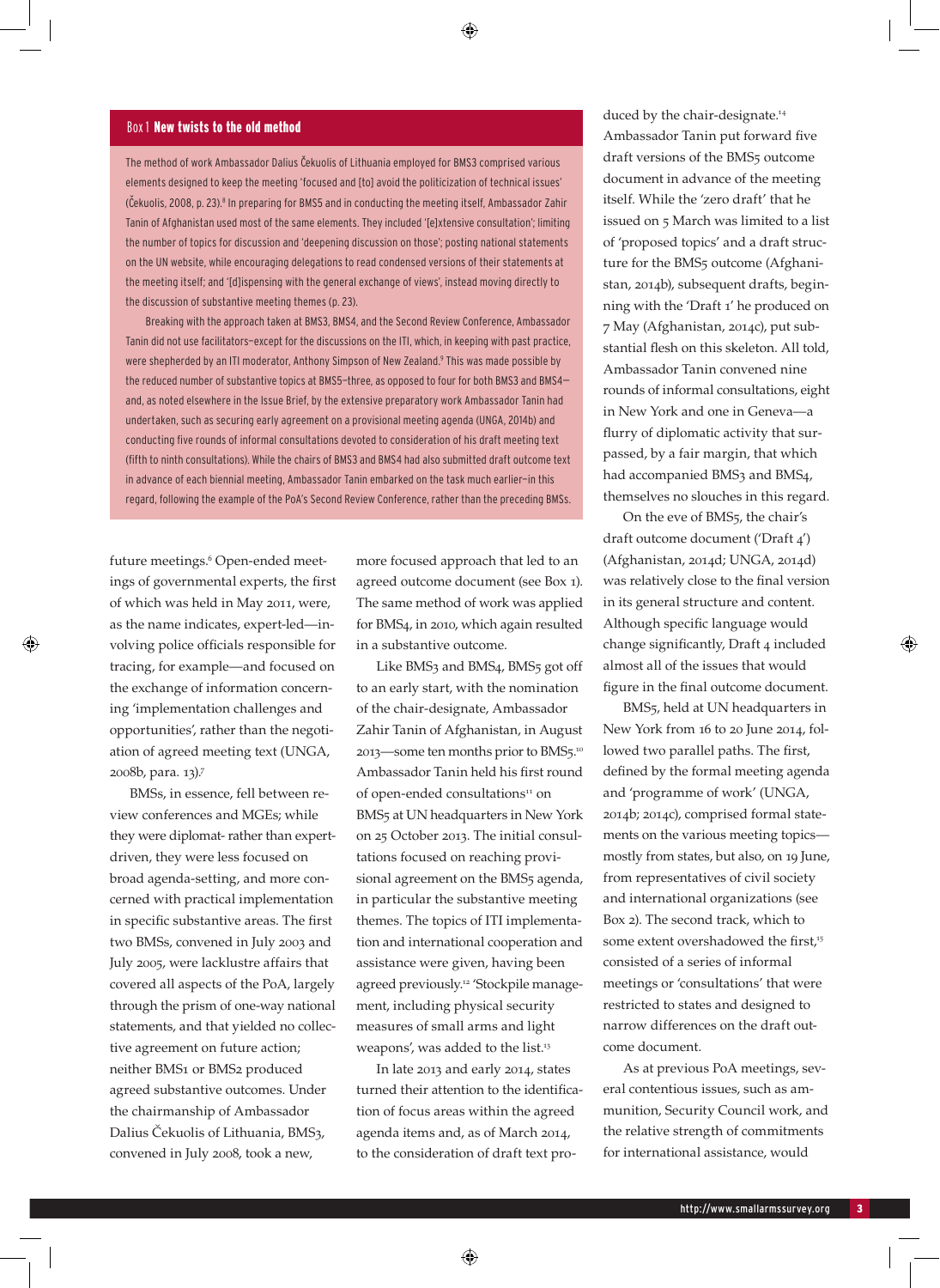### Box 1 New twists to the old method

The method of work Ambassador Dalius Čekuolis of Lithuania employed for BMS3 comprised various elements designed to keep the meeting 'focused and [to] avoid the politicization of technical issues' (Čekuolis, 2008, p. 23).[8] In preparing for BMS5 and in conducting the meeting itself, Ambassador Zahir Tanin of Afghanistan used most of the same elements. They included '[e]xtensive consultation'; limiting the number of topics for discussion and 'deepening discussion on those'; posting national statements on the UN website, while encouraging delegations to read condensed versions of their statements at the meeting itself; and '[d]ispensing with the general exchange of views', instead moving directly to the discussion of substantive meeting themes (p. 23).

Breaking with the approach taken at BMS3, BMS4, and the Second Review Conference, Ambassador Tanin did not use facilitators—except for the discussions on the ITI, which, in keeping with past practice, were shepherded by an ITI moderator, Anthony Simpson of New Zealand.[9] This was made possible by the reduced number of substantive topics at BMS5—three, as opposed to four for both BMS3 and BMS4—and, as noted elsewhere in the Issue Brief, by the extensive preparatory work Ambassador Tanin had undertaken, such as securing early agreement on a provisional meeting agenda (UNGA, 2014b) and conducting five rounds of informal consultations devoted to consideration of his draft meeting text (fifth to ninth consultations). While the chairs of BMS3 and BMS4 had also submitted draft outcome text in advance of each biennial meeting, Ambassador Tanin embarked on the task much earlier—in this regard, following the example of the PoA's Second Review Conference, rather than the preceding BMSs.

future meetings.[6] Open-ended meetings of governmental experts, the first of which was held in May 2011, were, as the name indicates, expert-led—involving police officials responsible for tracing, for example—and focused on the exchange of information concerning 'implementation challenges and opportunities', rather than the negotiation of agreed meeting text (UNGA, 2008b, para. 13).[7]

BMSs, in essence, fell between review conferences and MGEs; while they were diplomat- rather than expert-driven, they were less focused on broad agenda-setting, and more concerned with practical implementation in specific substantive areas. The first two BMSs, convened in July 2003 and July 2005, were lacklustre affairs that covered all aspects of the PoA, largely through the prism of one-way national statements, and that yielded no collective agreement on future action; neither BMS1 or BMS2 produced agreed substantive outcomes. Under the chairmanship of Ambassador Dalius Čekuolis of Lithuania, BMS3, convened in July 2008, took a new, more focused approach that led to an agreed outcome document (see Box 1). The same method of work was applied for BMS4, in 2010, which again resulted in a substantive outcome.

Like BMS3 and BMS4, BMS5 got off to an early start, with the nomination of the chair-designate, Ambassador Zahir Tanin of Afghanistan, in August 2013—some ten months prior to BMS5.[10] Ambassador Tanin held his first round of open-ended consultations[11] on BMS5 at UN headquarters in New York on 25 October 2013. The initial consultations focused on reaching provisional agreement on the BMS5 agenda, in particular the substantive meeting themes. The topics of ITI implementation and international cooperation and assistance were given, having been agreed previously.[12] 'Stockpile management, including physical security measures of small arms and light weapons', was added to the list.[13]

In late 2013 and early 2014, states turned their attention to the identification of focus areas within the agreed agenda items and, as of March 2014, to the consideration of draft text produced by the chair-designate.[14] Ambassador Tanin put forward five draft versions of the BMS5 outcome document in advance of the meeting itself. While the 'zero draft' that he issued on 5 March was limited to a list of 'proposed topics' and a draft structure for the BMS5 outcome (Afghanistan, 2014b), subsequent drafts, beginning with the 'Draft 1' he produced on 7 May (Afghanistan, 2014c), put substantial flesh on this skeleton. All told, Ambassador Tanin convened nine rounds of informal consultations, eight in New York and one in Geneva—a flurry of diplomatic activity that surpassed, by a fair margin, that which had accompanied BMS3 and BMS4, themselves no slouches in this regard.

On the eve of BMS5, the chair's draft outcome document ('Draft 4') (Afghanistan, 2014d; UNGA, 2014d) was relatively close to the final version in its general structure and content. Although specific language would change significantly, Draft 4 included almost all of the issues that would figure in the final outcome document.

BMS5, held at UN headquarters in New York from 16 to 20 June 2014, followed two parallel paths. The first, defined by the formal meeting agenda and 'programme of work' (UNGA, 2014b; 2014c), comprised formal statements on the various meeting topics—mostly from states, but also, on 19 June, from representatives of civil society and international organizations (see Box 2). The second track, which to some extent overshadowed the first,[15] consisted of a series of informal meetings or 'consultations' that were restricted to states and designed to narrow differences on the draft outcome document.

As at previous PoA meetings, several contentious issues, such as ammunition, Security Council work, and the relative strength of commitments for international assistance, would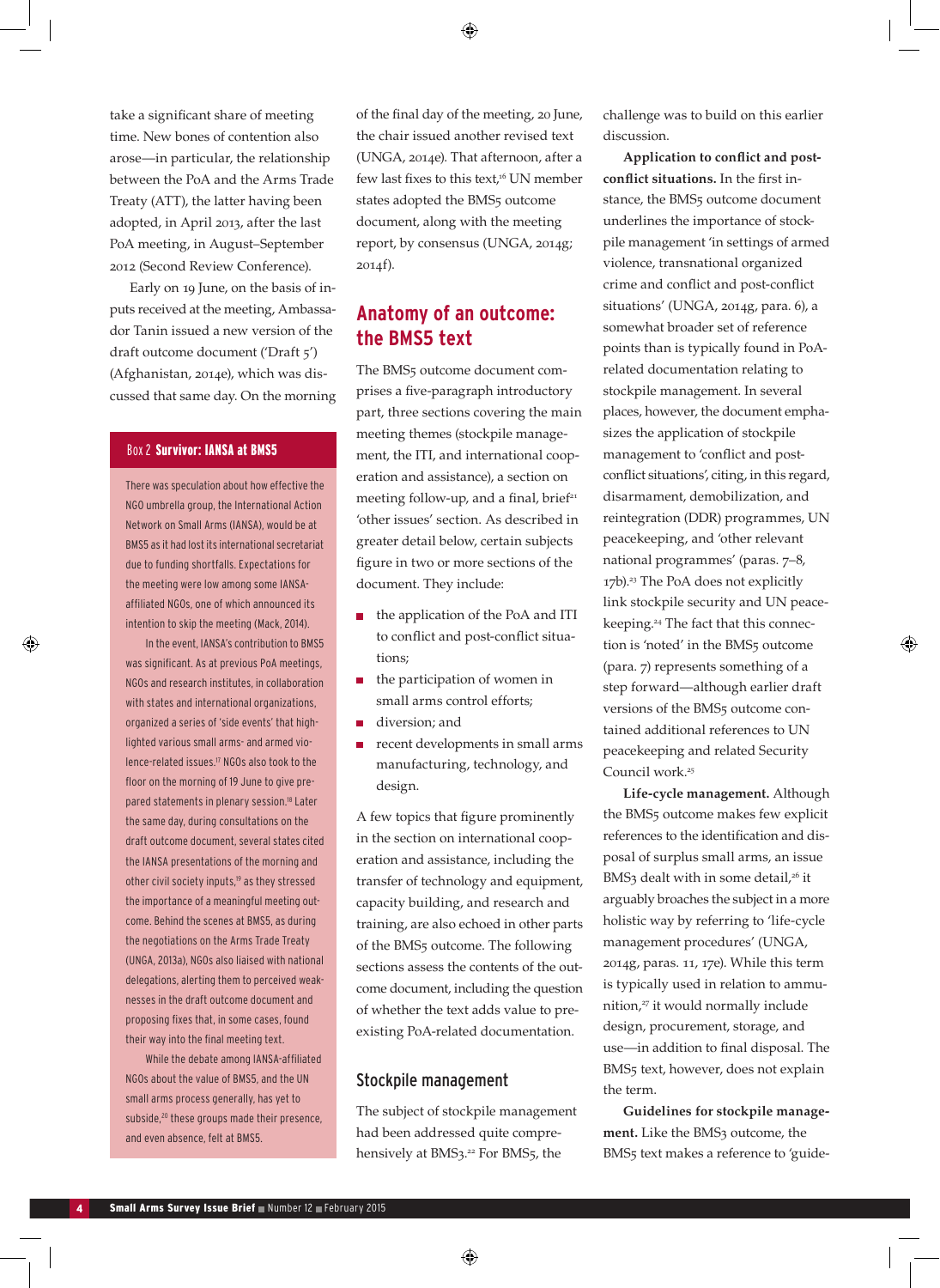take a significant share of meeting time. New bones of contention also arose—in particular, the relationship between the PoA and the Arms Trade Treaty (ATT), the latter having been adopted, in April 2013, after the last PoA meeting, in August–September 2012 (Second Review Conference).

Early on 19 June, on the basis of inputs received at the meeting, Ambassador Tanin issued a new version of the draft outcome document ('Draft 5') (Afghanistan, 2014e), which was discussed that same day. On the morning of the final day of the meeting, 20 June, the chair issued another revised text (UNGA, 2014e). That afternoon, after a few last fixes to this text,[16] UN member states adopted the BMS5 outcome document, along with the meeting report, by consensus (UNGA, 2014g; 2014f).

> **Box 2 Survivor: IANSA at BMS5**
>
> There was speculation about how effective the NGO umbrella group, the International Action Network on Small Arms (IANSA), would be at BMS5 as it had lost its international secretariat due to funding shortfalls. Expectations for the meeting were low among some IANSA-affiliated NGOs, one of which announced its intention to skip the meeting (Mack, 2014).
>
> In the event, IANSA's contribution to BMS5 was significant. As at previous PoA meetings, NGOs and research institutes, in collaboration with states and international organizations, organized a series of 'side events' that highlighted various small arms- and armed violence-related issues.[17] NGOs also took to the floor on the morning of 19 June to give prepared statements in plenary session.[18] Later the same day, during consultations on the draft outcome document, several states cited the IANSA presentations of the morning and other civil society inputs,[19] as they stressed the importance of a meaningful meeting outcome. Behind the scenes at BMS5, as during the negotiations on the Arms Trade Treaty (UNGA, 2013a), NGOs also liaised with national delegations, alerting them to perceived weaknesses in the draft outcome document and proposing fixes that, in some cases, found their way into the final meeting text.
>
> While the debate among IANSA-affiliated NGOs about the value of BMS5, and the UN small arms process generally, has yet to subside,[20] these groups made their presence, and even absence, felt at BMS5.

## Anatomy of an outcome: the BMS5 text

The BMS5 outcome document comprises a five-paragraph introductory part, three sections covering the main meeting themes (stockpile management, the ITI, and international cooperation and assistance), a section on meeting follow-up, and a final, brief[21] 'other issues' section. As described in greater detail below, certain subjects figure in two or more sections of the document. They include:

- the application of the PoA and ITI to conflict and post-conflict situations;
- the participation of women in small arms control efforts;
- diversion; and
- recent developments in small arms manufacturing, technology, and design.

A few topics that figure prominently in the section on international cooperation and assistance, including the transfer of technology and equipment, capacity building, and research and training, are also echoed in other parts of the BMS5 outcome. The following sections assess the contents of the outcome document, including the question of whether the text adds value to pre-existing PoA-related documentation.

### Stockpile management

The subject of stockpile management had been addressed quite comprehensively at BMS3.[22] For BMS5, the challenge was to build on this earlier discussion.

**Application to conflict and post-conflict situations.** In the first instance, the BMS5 outcome document underlines the importance of stockpile management 'in settings of armed violence, transnational organized crime and conflict and post-conflict situations' (UNGA, 2014g, para. 6), a somewhat broader set of reference points than is typically found in PoA-related documentation relating to stockpile management. In several places, however, the document emphasizes the application of stockpile management to 'conflict and post-conflict situations', citing, in this regard, disarmament, demobilization, and reintegration (DDR) programmes, UN peacekeeping, and 'other relevant national programmes' (paras. 7–8, 17b).[23] The PoA does not explicitly link stockpile security and UN peacekeeping.[24] The fact that this connection is 'noted' in the BMS5 outcome (para. 7) represents something of a step forward—although earlier draft versions of the BMS5 outcome contained additional references to UN peacekeeping and related Security Council work.[25]

**Life-cycle management.** Although the BMS5 outcome makes few explicit references to the identification and disposal of surplus small arms, an issue BMS3 dealt with in some detail,[26] it arguably broaches the subject in a more holistic way by referring to 'life-cycle management procedures' (UNGA, 2014g, paras. 11, 17e). While this term is typically used in relation to ammunition,[27] it would normally include design, procurement, storage, and use—in addition to final disposal. The BMS5 text, however, does not explain the term.

**Guidelines for stockpile management.** Like the BMS3 outcome, the BMS5 text makes a reference to 'guide-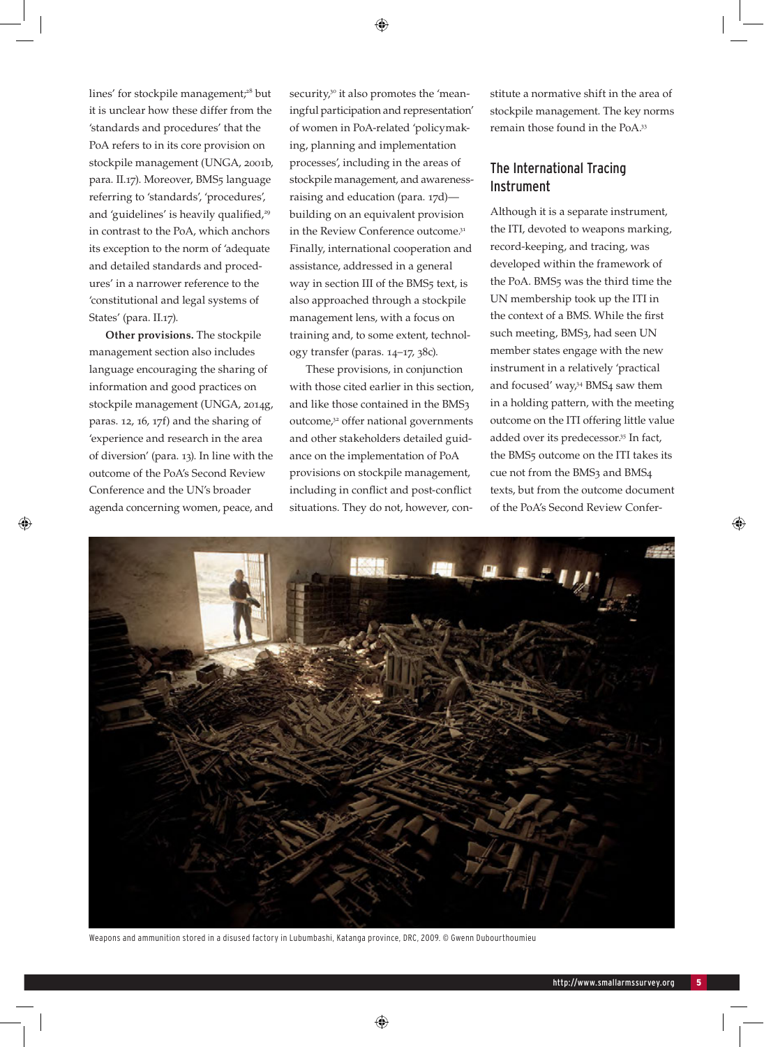lines' for stockpile management;[28] but it is unclear how these differ from the 'standards and procedures' that the PoA refers to in its core provision on stockpile management (UNGA, 2001b, para. II.17). Moreover, BMS5 language referring to 'standards', 'procedures', and 'guidelines' is heavily qualified,[29] in contrast to the PoA, which anchors its exception to the norm of 'adequate and detailed standards and procedures' in a narrower reference to the 'constitutional and legal systems of States' (para. II.17).

**Other provisions.** The stockpile management section also includes language encouraging the sharing of information and good practices on stockpile management (UNGA, 2014g, paras. 12, 16, 17f) and the sharing of 'experience and research in the area of diversion' (para. 13). In line with the outcome of the PoA's Second Review Conference and the UN's broader agenda concerning women, peace, and security,[30] it also promotes the 'meaningful participation and representation' of women in PoA-related 'policymaking, planning and implementation processes', including in the areas of stockpile management, and awareness-raising and education (para. 17d)—building on an equivalent provision in the Review Conference outcome.[31] Finally, international cooperation and assistance, addressed in a general way in section III of the BMS5 text, is also approached through a stockpile management lens, with a focus on training and, to some extent, technology transfer (paras. 14–17, 38c).

These provisions, in conjunction with those cited earlier in this section, and like those contained in the BMS3 outcome,[32] offer national governments and other stakeholders detailed guidance on the implementation of PoA provisions on stockpile management, including in conflict and post-conflict situations. They do not, however, constitute a normative shift in the area of stockpile management. The key norms remain those found in the PoA.[33]

## The International Tracing Instrument

Although it is a separate instrument, the ITI, devoted to weapons marking, record-keeping, and tracing, was developed within the framework of the PoA. BMS5 was the third time the UN membership took up the ITI in the context of a BMS. While the first such meeting, BMS3, had seen UN member states engage with the new instrument in a relatively 'practical and focused' way,[34] BMS4 saw them in a holding pattern, with the meeting outcome on the ITI offering little value added over its predecessor.[35] In fact, the BMS5 outcome on the ITI takes its cue not from the BMS3 and BMS4 texts, but from the outcome document of the PoA's Second Review Confer-

Weapons and ammunition stored in a disused factory in Lubumbashi, Katanga province, DRC, 2009. © Gwenn Dubourthoumieu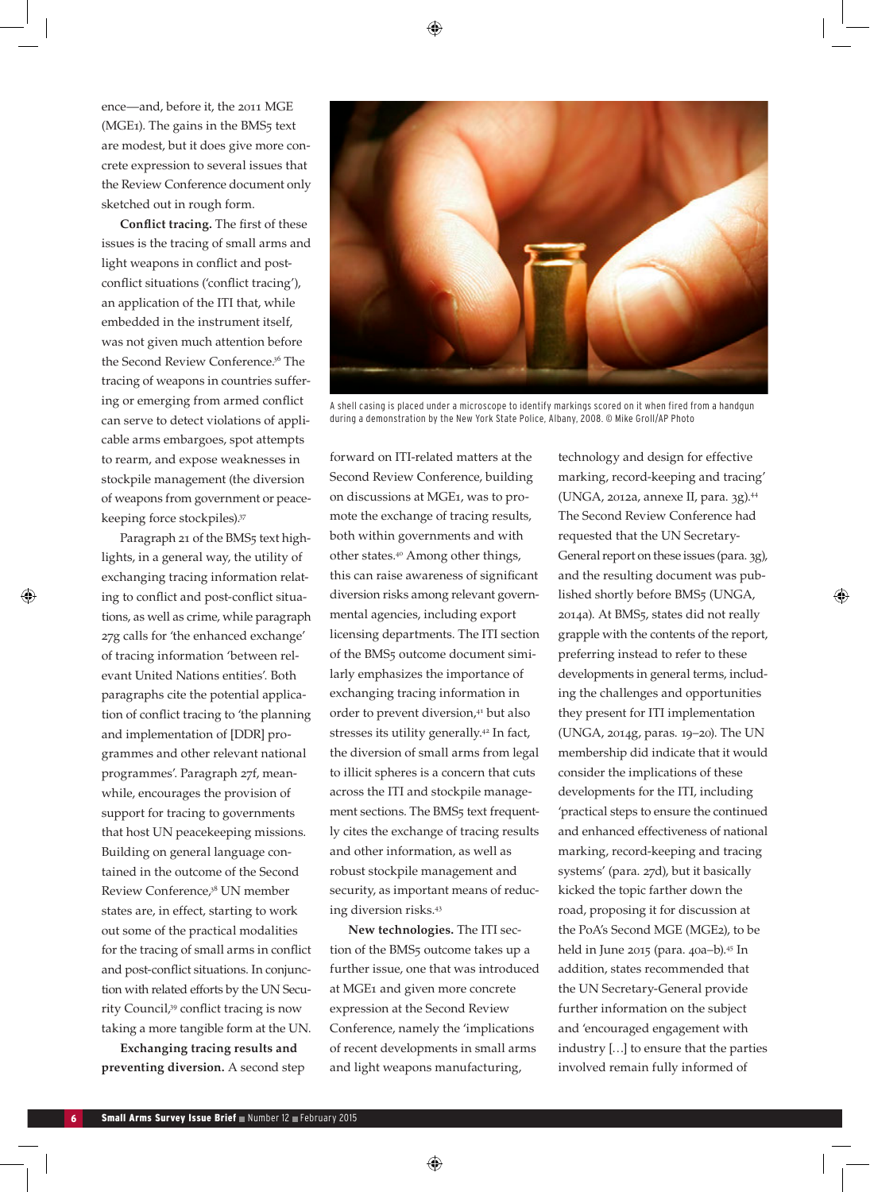ence—and, before it, the 2011 MGE (MGE1). The gains in the BMS5 text are modest, but it does give more concrete expression to several issues that the Review Conference document only sketched out in rough form.

**Conflict tracing.** The first of these issues is the tracing of small arms and light weapons in conflict and post-conflict situations ('conflict tracing'), an application of the ITI that, while embedded in the instrument itself, was not given much attention before the Second Review Conference.[36] The tracing of weapons in countries suffering or emerging from armed conflict can serve to detect violations of applicable arms embargoes, spot attempts to rearm, and expose weaknesses in stockpile management (the diversion of weapons from government or peacekeeping force stockpiles).[37]

Paragraph 21 of the BMS5 text highlights, in a general way, the utility of exchanging tracing information relating to conflict and post-conflict situations, as well as crime, while paragraph 27g calls for 'the enhanced exchange' of tracing information 'between relevant United Nations entities'. Both paragraphs cite the potential application of conflict tracing to 'the planning and implementation of [DDR] programmes and other relevant national programmes'. Paragraph 27f, meanwhile, encourages the provision of support for tracing to governments that host UN peacekeeping missions. Building on general language contained in the outcome of the Second Review Conference,[38] UN member states are, in effect, starting to work out some of the practical modalities for the tracing of small arms in conflict and post-conflict situations. In conjunction with related efforts by the UN Security Council,[39] conflict tracing is now taking a more tangible form at the UN.

**Exchanging tracing results and preventing diversion.** A second step forward on ITI-related matters at the Second Review Conference, building on discussions at MGE1, was to promote the exchange of tracing results, both within governments and with other states.[40] Among other things, this can raise awareness of significant diversion risks among relevant governmental agencies, including export licensing departments. The ITI section of the BMS5 outcome document similarly emphasizes the importance of exchanging tracing information in order to prevent diversion,[41] but also stresses its utility generally.[42] In fact, the diversion of small arms from legal to illicit spheres is a concern that cuts across the ITI and stockpile management sections. The BMS5 text frequently cites the exchange of tracing results and other information, as well as robust stockpile management and security, as important means of reducing diversion risks.[43]

**New technologies.** The ITI section of the BMS5 outcome takes up a further issue, one that was introduced at MGE1 and given more concrete expression at the Second Review Conference, namely the 'implications of recent developments in small arms and light weapons manufacturing, technology and design for effective marking, record-keeping and tracing' (UNGA, 2012a, annexe II, para. 3g).[44] The Second Review Conference had requested that the UN Secretary-General report on these issues (para. 3g), and the resulting document was published shortly before BMS5 (UNGA, 2014a). At BMS5, states did not really grapple with the contents of the report, preferring instead to refer to these developments in general terms, including the challenges and opportunities they present for ITI implementation (UNGA, 2014g, paras. 19–20). The UN membership did indicate that it would consider the implications of these developments for the ITI, including 'practical steps to ensure the continued and enhanced effectiveness of national marking, record-keeping and tracing systems' (para. 27d), but it basically kicked the topic farther down the road, proposing it for discussion at the PoA's Second MGE (MGE2), to be held in June 2015 (para. 40a–b).[45] In addition, states recommended that the UN Secretary-General provide further information on the subject and 'encouraged engagement with industry […] to ensure that the parties involved remain fully informed of

A shell casing is placed under a microscope to identify markings scored on it when fired from a handgun during a demonstration by the New York State Police, Albany, 2008. © Mike Groll/AP Photo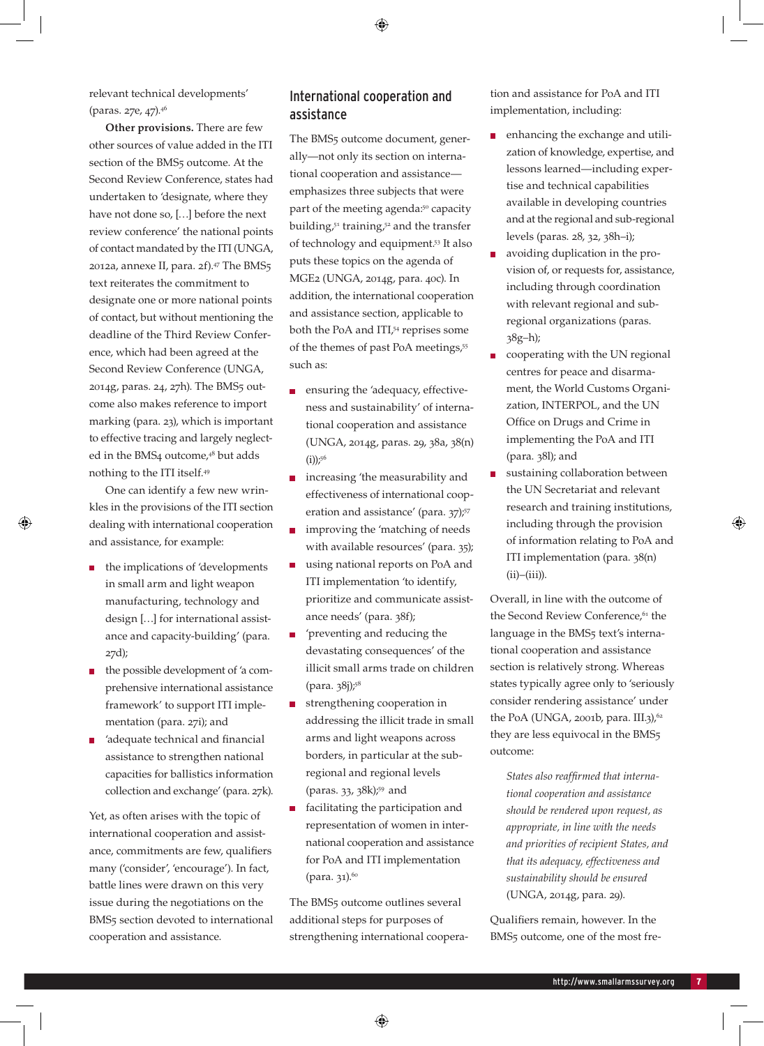relevant technical developments' (paras. 27e, 47).[46]

**Other provisions.** There are few other sources of value added in the ITI section of the BMS5 outcome. At the Second Review Conference, states had undertaken to 'designate, where they have not done so, […] before the next review conference' the national points of contact mandated by the ITI (UNGA, 2012a, annexe II, para. 2f).[47] The BMS5 text reiterates the commitment to designate one or more national points of contact, but without mentioning the deadline of the Third Review Conference, which had been agreed at the Second Review Conference (UNGA, 2014g, paras. 24, 27h). The BMS5 outcome also makes reference to import marking (para. 23), which is important to effective tracing and largely neglected in the BMS4 outcome,[48] but adds nothing to the ITI itself.[49]

One can identify a few new wrinkles in the provisions of the ITI section dealing with international cooperation and assistance, for example:

- the implications of 'developments in small arm and light weapon manufacturing, technology and design […] for international assistance and capacity-building' (para. 27d);
- the possible development of 'a comprehensive international assistance framework' to support ITI implementation (para. 27i); and
- 'adequate technical and financial assistance to strengthen national capacities for ballistics information collection and exchange' (para. 27k).

Yet, as often arises with the topic of international cooperation and assistance, commitments are few, qualifiers many ('consider', 'encourage'). In fact, battle lines were drawn on this very issue during the negotiations on the BMS5 section devoted to international cooperation and assistance.

## International cooperation and assistance

The BMS5 outcome document, generally—not only its section on international cooperation and assistance—emphasizes three subjects that were part of the meeting agenda:[50] capacity building,[51] training,[52] and the transfer of technology and equipment.[53] It also puts these topics on the agenda of MGE2 (UNGA, 2014g, para. 40c). In addition, the international cooperation and assistance section, applicable to both the PoA and ITI,[54] reprises some of the themes of past PoA meetings,[55] such as:

- ensuring the 'adequacy, effectiveness and sustainability' of international cooperation and assistance (UNGA, 2014g, paras. 29, 38a, 38(n)(i));[56]
- increasing 'the measurability and effectiveness of international cooperation and assistance' (para. 37);[57]
- improving the 'matching of needs with available resources' (para. 35);
- using national reports on PoA and ITI implementation 'to identify, prioritize and communicate assistance needs' (para. 38f);
- 'preventing and reducing the devastating consequences' of the illicit small arms trade on children (para. 38j);[58]
- strengthening cooperation in addressing the illicit trade in small arms and light weapons across borders, in particular at the subregional and regional levels (paras. 33, 38k);[59] and
- facilitating the participation and representation of women in international cooperation and assistance for PoA and ITI implementation (para. 31).[60]

The BMS5 outcome outlines several additional steps for purposes of strengthening international cooperation and assistance for PoA and ITI implementation, including:

- enhancing the exchange and utilization of knowledge, expertise, and lessons learned—including expertise and technical capabilities available in developing countries and at the regional and sub-regional levels (paras. 28, 32, 38h–i);
- avoiding duplication in the provision of, or requests for, assistance, including through coordination with relevant regional and subregional organizations (paras. 38g–h);
- cooperating with the UN regional centres for peace and disarmament, the World Customs Organization, INTERPOL, and the UN Office on Drugs and Crime in implementing the PoA and ITI (para. 38l); and
- sustaining collaboration between the UN Secretariat and relevant research and training institutions, including through the provision of information relating to PoA and ITI implementation (para. 38(n)(ii)–(iii)).

Overall, in line with the outcome of the Second Review Conference,[61] the language in the BMS5 text's international cooperation and assistance section is relatively strong. Whereas states typically agree only to 'seriously consider rendering assistance' under the PoA (UNGA, 2001b, para. III.3),[62] they are less equivocal in the BMS5 outcome:

> *States also reaffirmed that international cooperation and assistance should be rendered upon request, as appropriate, in line with the needs and priorities of recipient States, and that its adequacy, effectiveness and sustainability should be ensured* (UNGA, 2014g, para. 29).

Qualifiers remain, however. In the BMS5 outcome, one of the most fre-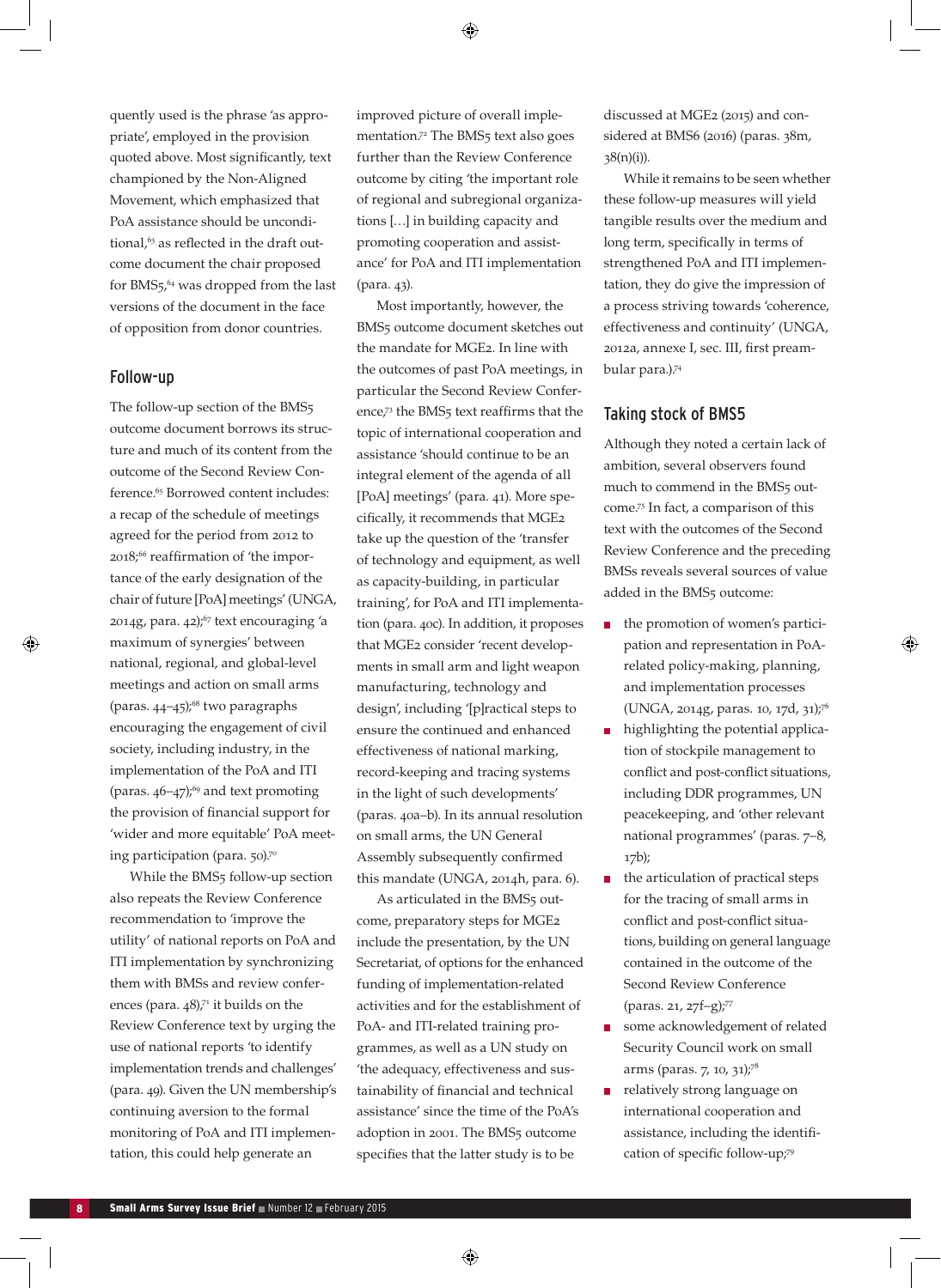quently used is the phrase 'as appropriate', employed in the provision quoted above. Most significantly, text championed by the Non-Aligned Movement, which emphasized that PoA assistance should be unconditional,[63] as reflected in the draft outcome document the chair proposed for BMS5,[64] was dropped from the last versions of the document in the face of opposition from donor countries.

## Follow-up

The follow-up section of the BMS5 outcome document borrows its structure and much of its content from the outcome of the Second Review Conference.[65] Borrowed content includes: a recap of the schedule of meetings agreed for the period from 2012 to 2018;[66] reaffirmation of 'the importance of the early designation of the chair of future [PoA] meetings' (UNGA, 2014g, para. 42);[67] text encouraging 'a maximum of synergies' between national, regional, and global-level meetings and action on small arms (paras. 44–45);[68] two paragraphs encouraging the engagement of civil society, including industry, in the implementation of the PoA and ITI (paras. 46–47);[69] and text promoting the provision of financial support for 'wider and more equitable' PoA meeting participation (para. 50).[70]

While the BMS5 follow-up section also repeats the Review Conference recommendation to 'improve the utility' of national reports on PoA and ITI implementation by synchronizing them with BMSs and review conferences (para. 48),[71] it builds on the Review Conference text by urging the use of national reports 'to identify implementation trends and challenges' (para. 49). Given the UN membership's continuing aversion to the formal monitoring of PoA and ITI implementation, this could help generate an improved picture of overall implementation.[72] The BMS5 text also goes further than the Review Conference outcome by citing 'the important role of regional and subregional organizations […] in building capacity and promoting cooperation and assistance' for PoA and ITI implementation (para. 43).

Most importantly, however, the BMS5 outcome document sketches out the mandate for MGE2. In line with the outcomes of past PoA meetings, in particular the Second Review Conference,[73] the BMS5 text reaffirms that the topic of international cooperation and assistance 'should continue to be an integral element of the agenda of all [PoA] meetings' (para. 41). More specifically, it recommends that MGE2 take up the question of the 'transfer of technology and equipment, as well as capacity-building, in particular training', for PoA and ITI implementation (para. 40c). In addition, it proposes that MGE2 consider 'recent developments in small arm and light weapon manufacturing, technology and design', including '[p]ractical steps to ensure the continued and enhanced effectiveness of national marking, record-keeping and tracing systems in the light of such developments' (paras. 40a–b). In its annual resolution on small arms, the UN General Assembly subsequently confirmed this mandate (UNGA, 2014h, para. 6).

As articulated in the BMS5 outcome, preparatory steps for MGE2 include the presentation, by the UN Secretariat, of options for the enhanced funding of implementation-related activities and for the establishment of PoA- and ITI-related training programmes, as well as a UN study on 'the adequacy, effectiveness and sustainability of financial and technical assistance' since the time of the PoA's adoption in 2001. The BMS5 outcome specifies that the latter study is to be discussed at MGE2 (2015) and considered at BMS6 (2016) (paras. 38m, 38(n)(i)).

While it remains to be seen whether these follow-up measures will yield tangible results over the medium and long term, specifically in terms of strengthened PoA and ITI implementation, they do give the impression of a process striving towards 'coherence, effectiveness and continuity' (UNGA, 2012a, annexe I, sec. III, first preambular para.).[74]

## Taking stock of BMS5

Although they noted a certain lack of ambition, several observers found much to commend in the BMS5 outcome.[75] In fact, a comparison of this text with the outcomes of the Second Review Conference and the preceding BMSs reveals several sources of value added in the BMS5 outcome:

- the promotion of women's participation and representation in PoA-related policy-making, planning, and implementation processes (UNGA, 2014g, paras. 10, 17d, 31);[76]
- highlighting the potential application of stockpile management to conflict and post-conflict situations, including DDR programmes, UN peacekeeping, and 'other relevant national programmes' (paras. 7–8, 17b);
- the articulation of practical steps for the tracing of small arms in conflict and post-conflict situations, building on general language contained in the outcome of the Second Review Conference (paras. 21, 27f–g);[77]
- some acknowledgement of related Security Council work on small arms (paras. 7, 10, 31);[78]
- relatively strong language on international cooperation and assistance, including the identification of specific follow-up;[79]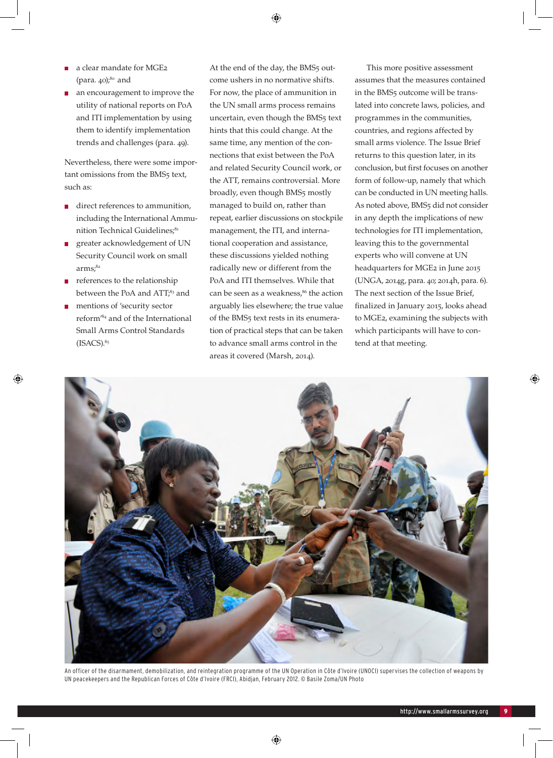- a clear mandate for MGE2 (para. 40);[80] and
- an encouragement to improve the utility of national reports on PoA and ITI implementation by using them to identify implementation trends and challenges (para. 49).

Nevertheless, there were some important omissions from the BMS5 text, such as:

- direct references to ammunition, including the International Ammunition Technical Guidelines;[81]
- greater acknowledgement of UN Security Council work on small arms;[82]
- references to the relationship between the PoA and ATT;[83] and
- mentions of 'security sector reform'[84] and of the International Small Arms Control Standards (ISACS).[85]

At the end of the day, the BMS5 outcome ushers in no normative shifts. For now, the place of ammunition in the UN small arms process remains uncertain, even though the BMS5 text hints that this could change. At the same time, any mention of the connections that exist between the PoA and related Security Council work, or the ATT, remains controversial. More broadly, even though BMS5 mostly managed to build on, rather than repeat, earlier discussions on stockpile management, the ITI, and international cooperation and assistance, these discussions yielded nothing radically new or different from the PoA and ITI themselves. While that can be seen as a weakness,[86] the action arguably lies elsewhere; the true value of the BMS5 text rests in its enumeration of practical steps that can be taken to advance small arms control in the areas it covered (Marsh, 2014).

This more positive assessment assumes that the measures contained in the BMS5 outcome will be translated into concrete laws, policies, and programmes in the communities, countries, and regions affected by small arms violence. The Issue Brief returns to this question later, in its conclusion, but first focuses on another form of follow-up, namely that which can be conducted in UN meeting halls. As noted above, BMS5 did not consider in any depth the implications of new technologies for ITI implementation, leaving this to the governmental experts who will convene at UN headquarters for MGE2 in June 2015 (UNGA, 2014g, para. 40; 2014h, para. 6). The next section of the Issue Brief, finalized in January 2015, looks ahead to MGE2, examining the subjects with which participants will have to contend at that meeting.

An officer of the disarmament, demobilization, and reintegration programme of the UN Operation in Côte d'Ivoire (UNOCI) supervises the collection of weapons by UN peacekeepers and the Republican Forces of Côte d'Ivoire (FRCI), Abidjan, February 2012. © Basile Zoma/UN Photo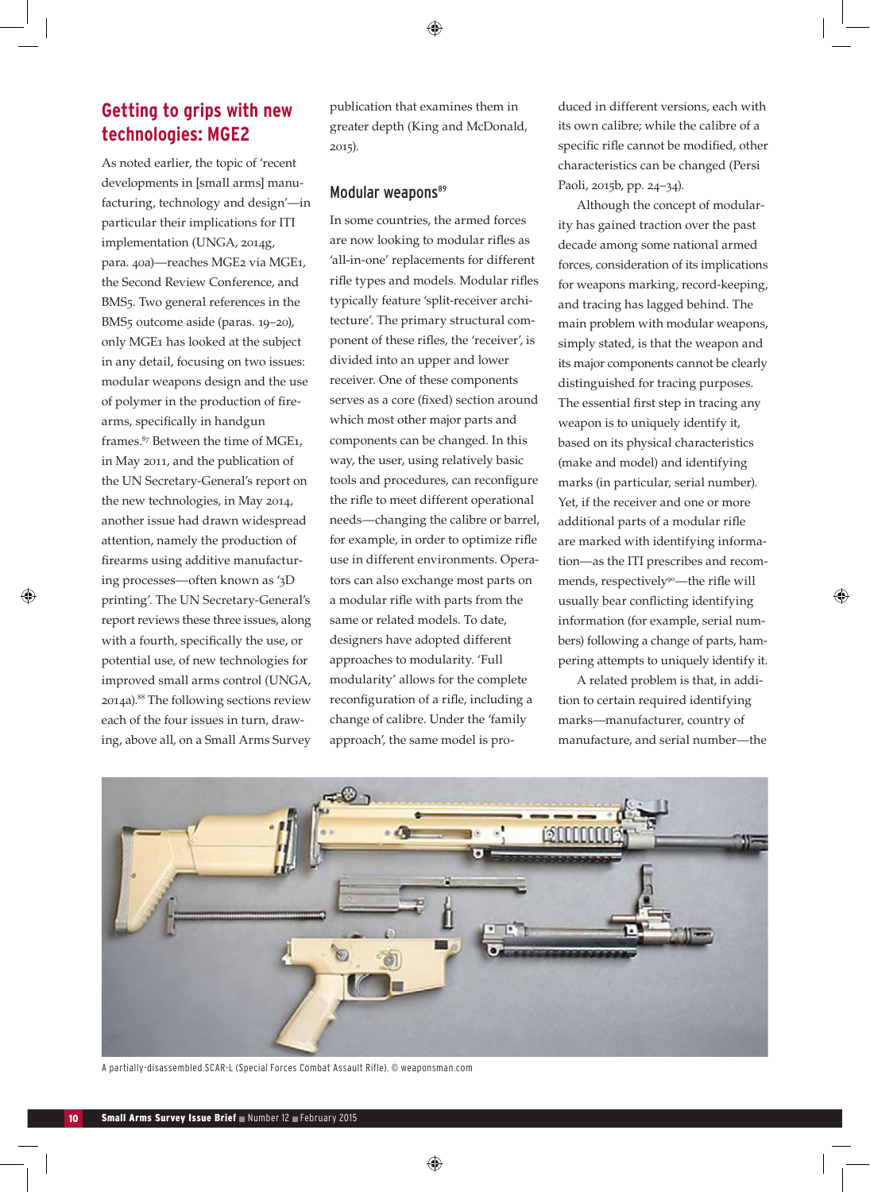## Getting to grips with new technologies: MGE2

As noted earlier, the topic of 'recent developments in [small arms] manufacturing, technology and design'—in particular their implications for ITI implementation (UNGA, 2014g, para. 40a)—reaches MGE2 via MGE1, the Second Review Conference, and BMS5. Two general references in the BMS5 outcome aside (paras. 19–20), only MGE1 has looked at the subject in any detail, focusing on two issues: modular weapons design and the use of polymer in the production of firearms, specifically in handgun frames.[87] Between the time of MGE1, in May 2011, and the publication of the UN Secretary-General's report on the new technologies, in May 2014, another issue had drawn widespread attention, namely the production of firearms using additive manufacturing processes—often known as '3D printing'. The UN Secretary-General's report reviews these three issues, along with a fourth, specifically the use, or potential use, of new technologies for improved small arms control (UNGA, 2014a).[88] The following sections review each of the four issues in turn, drawing, above all, on a Small Arms Survey publication that examines them in greater depth (King and McDonald, 2015).

### Modular weapons[89]

In some countries, the armed forces are now looking to modular rifles as 'all-in-one' replacements for different rifle types and models. Modular rifles typically feature 'split-receiver architecture'. The primary structural component of these rifles, the 'receiver', is divided into an upper and lower receiver. One of these components serves as a core (fixed) section around which most other major parts and components can be changed. In this way, the user, using relatively basic tools and procedures, can reconfigure the rifle to meet different operational needs—changing the calibre or barrel, for example, in order to optimize rifle use in different environments. Operators can also exchange most parts on a modular rifle with parts from the same or related models. To date, designers have adopted different approaches to modularity. 'Full modularity' allows for the complete reconfiguration of a rifle, including a change of calibre. Under the 'family approach', the same model is produced in different versions, each with its own calibre; while the calibre of a specific rifle cannot be modified, other characteristics can be changed (Persi Paoli, 2015b, pp. 24–34).

Although the concept of modularity has gained traction over the past decade among some national armed forces, consideration of its implications for weapons marking, record-keeping, and tracing has lagged behind. The main problem with modular weapons, simply stated, is that the weapon and its major components cannot be clearly distinguished for tracing purposes. The essential first step in tracing any weapon is to uniquely identify it, based on its physical characteristics (make and model) and identifying marks (in particular, serial number). Yet, if the receiver and one or more additional parts of a modular rifle are marked with identifying information—as the ITI prescribes and recommends, respectively[90]—the rifle will usually bear conflicting identifying information (for example, serial numbers) following a change of parts, hampering attempts to uniquely identify it.

A related problem is that, in addition to certain required identifying marks—manufacturer, country of manufacture, and serial number—the

A partially-disassembled SCAR-L (Special Forces Combat Assault Rifle). © weaponsman.com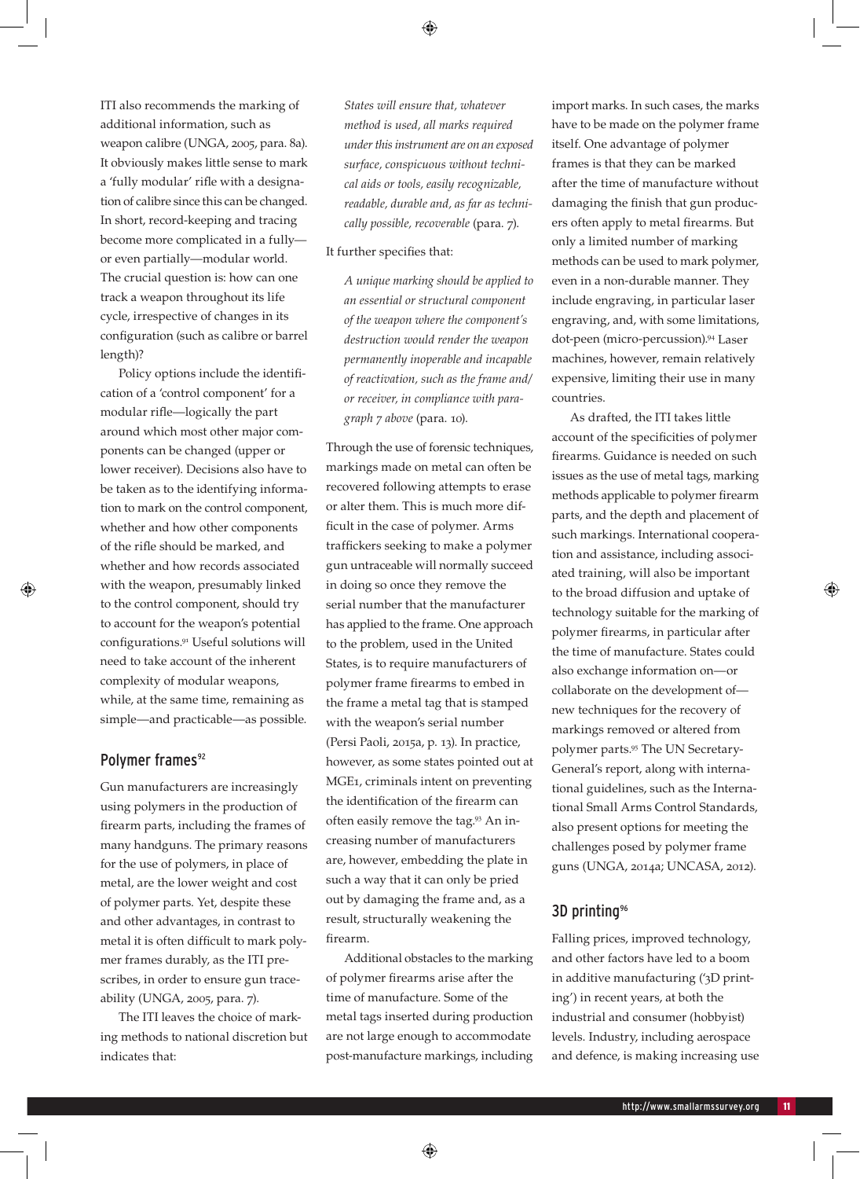ITI also recommends the marking of additional information, such as weapon calibre (UNGA, 2005, para. 8a). It obviously makes little sense to mark a 'fully modular' rifle with a designation of calibre since this can be changed. In short, record-keeping and tracing become more complicated in a fully—or even partially—modular world. The crucial question is: how can one track a weapon throughout its life cycle, irrespective of changes in its configuration (such as calibre or barrel length)?

Policy options include the identification of a 'control component' for a modular rifle—logically the part around which most other major components can be changed (upper or lower receiver). Decisions also have to be taken as to the identifying information to mark on the control component, whether and how other components of the rifle should be marked, and whether and how records associated with the weapon, presumably linked to the control component, should try to account for the weapon's potential configurations.[91] Useful solutions will need to take account of the inherent complexity of modular weapons, while, at the same time, remaining as simple—and practicable—as possible.

## Polymer frames[92]

Gun manufacturers are increasingly using polymers in the production of firearm parts, including the frames of many handguns. The primary reasons for the use of polymers, in place of metal, are the lower weight and cost of polymer parts. Yet, despite these and other advantages, in contrast to metal it is often difficult to mark polymer frames durably, as the ITI prescribes, in order to ensure gun traceability (UNGA, 2005, para. 7).

The ITI leaves the choice of marking methods to national discretion but indicates that:

> *States will ensure that, whatever method is used, all marks required under this instrument are on an exposed surface, conspicuous without technical aids or tools, easily recognizable, readable, durable and, as far as technically possible, recoverable* (para. 7).

It further specifies that:

> *A unique marking should be applied to an essential or structural component of the weapon where the component's destruction would render the weapon permanently inoperable and incapable of reactivation, such as the frame and/or receiver, in compliance with paragraph 7 above* (para. 10).

Through the use of forensic techniques, markings made on metal can often be recovered following attempts to erase or alter them. This is much more difficult in the case of polymer. Arms traffickers seeking to make a polymer gun untraceable will normally succeed in doing so once they remove the serial number that the manufacturer has applied to the frame. One approach to the problem, used in the United States, is to require manufacturers of polymer frame firearms to embed in the frame a metal tag that is stamped with the weapon's serial number (Persi Paoli, 2015a, p. 13). In practice, however, as some states pointed out at MGE1, criminals intent on preventing the identification of the firearm can often easily remove the tag.[93] An increasing number of manufacturers are, however, embedding the plate in such a way that it can only be pried out by damaging the frame and, as a result, structurally weakening the firearm.

Additional obstacles to the marking of polymer firearms arise after the time of manufacture. Some of the metal tags inserted during production are not large enough to accommodate post-manufacture markings, including import marks. In such cases, the marks have to be made on the polymer frame itself. One advantage of polymer frames is that they can be marked after the time of manufacture without damaging the finish that gun producers often apply to metal firearms. But only a limited number of marking methods can be used to mark polymer, even in a non-durable manner. They include engraving, in particular laser engraving, and, with some limitations, dot-peen (micro-percussion).[94] Laser machines, however, remain relatively expensive, limiting their use in many countries.

As drafted, the ITI takes little account of the specificities of polymer firearms. Guidance is needed on such issues as the use of metal tags, marking methods applicable to polymer firearm parts, and the depth and placement of such markings. International cooperation and assistance, including associated training, will also be important to the broad diffusion and uptake of technology suitable for the marking of polymer firearms, in particular after the time of manufacture. States could also exchange information on—or collaborate on the development of—new techniques for the recovery of markings removed or altered from polymer parts.[95] The UN Secretary-General's report, along with international guidelines, such as the International Small Arms Control Standards, also present options for meeting the challenges posed by polymer frame guns (UNGA, 2014a; UNCASA, 2012).

## 3D printing[96]

Falling prices, improved technology, and other factors have led to a boom in additive manufacturing ('3D printing') in recent years, at both the industrial and consumer (hobbyist) levels. Industry, including aerospace and defence, is making increasing use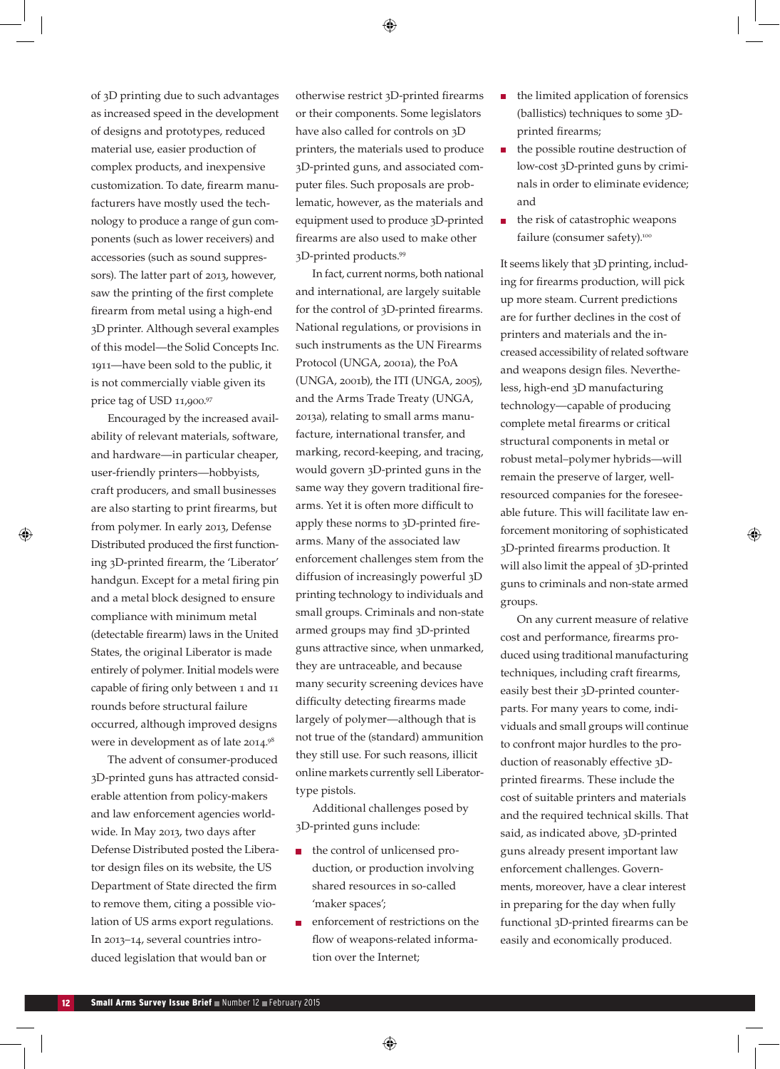of 3D printing due to such advantages as increased speed in the development of designs and prototypes, reduced material use, easier production of complex products, and inexpensive customization. To date, firearm manufacturers have mostly used the technology to produce a range of gun components (such as lower receivers) and accessories (such as sound suppressors). The latter part of 2013, however, saw the printing of the first complete firearm from metal using a high-end 3D printer. Although several examples of this model—the Solid Concepts Inc. 1911—have been sold to the public, it is not commercially viable given its price tag of USD 11,900.[97]

Encouraged by the increased availability of relevant materials, software, and hardware—in particular cheaper, user-friendly printers—hobbyists, craft producers, and small businesses are also starting to print firearms, but from polymer. In early 2013, Defense Distributed produced the first functioning 3D-printed firearm, the 'Liberator' handgun. Except for a metal firing pin and a metal block designed to ensure compliance with minimum metal (detectable firearm) laws in the United States, the original Liberator is made entirely of polymer. Initial models were capable of firing only between 1 and 11 rounds before structural failure occurred, although improved designs were in development as of late 2014.[98]

The advent of consumer-produced 3D-printed guns has attracted considerable attention from policy-makers and law enforcement agencies worldwide. In May 2013, two days after Defense Distributed posted the Liberator design files on its website, the US Department of State directed the firm to remove them, citing a possible violation of US arms export regulations. In 2013–14, several countries introduced legislation that would ban or otherwise restrict 3D-printed firearms or their components. Some legislators have also called for controls on 3D printers, the materials used to produce 3D-printed guns, and associated computer files. Such proposals are problematic, however, as the materials and equipment used to produce 3D-printed firearms are also used to make other 3D-printed products.[99]

In fact, current norms, both national and international, are largely suitable for the control of 3D-printed firearms. National regulations, or provisions in such instruments as the UN Firearms Protocol (UNGA, 2001a), the PoA (UNGA, 2001b), the ITI (UNGA, 2005), and the Arms Trade Treaty (UNGA, 2013a), relating to small arms manufacture, international transfer, and marking, record-keeping, and tracing, would govern 3D-printed guns in the same way they govern traditional firearms. Yet it is often more difficult to apply these norms to 3D-printed firearms. Many of the associated law enforcement challenges stem from the diffusion of increasingly powerful 3D printing technology to individuals and small groups. Criminals and non-state armed groups may find 3D-printed guns attractive since, when unmarked, they are untraceable, and because many security screening devices have difficulty detecting firearms made largely of polymer—although that is not true of the (standard) ammunition they still use. For such reasons, illicit online markets currently sell Liberator-type pistols.

Additional challenges posed by 3D-printed guns include:

- the control of unlicensed production, or production involving shared resources in so-called 'maker spaces';
- enforcement of restrictions on the flow of weapons-related information over the Internet;
- the limited application of forensics (ballistics) techniques to some 3D-printed firearms;
- the possible routine destruction of low-cost 3D-printed guns by criminals in order to eliminate evidence; and
- the risk of catastrophic weapons failure (consumer safety).[100]

It seems likely that 3D printing, including for firearms production, will pick up more steam. Current predictions are for further declines in the cost of printers and materials and the increased accessibility of related software and weapons design files. Nevertheless, high-end 3D manufacturing technology—capable of producing complete metal firearms or critical structural components in metal or robust metal–polymer hybrids—will remain the preserve of larger, well-resourced companies for the foreseeable future. This will facilitate law enforcement monitoring of sophisticated 3D-printed firearms production. It will also limit the appeal of 3D-printed guns to criminals and non-state armed groups.

On any current measure of relative cost and performance, firearms produced using traditional manufacturing techniques, including craft firearms, easily best their 3D-printed counterparts. For many years to come, individuals and small groups will continue to confront major hurdles to the production of reasonably effective 3D-printed firearms. These include the cost of suitable printers and materials and the required technical skills. That said, as indicated above, 3D-printed guns already present important law enforcement challenges. Governments, moreover, have a clear interest in preparing for the day when fully functional 3D-printed firearms can be easily and economically produced.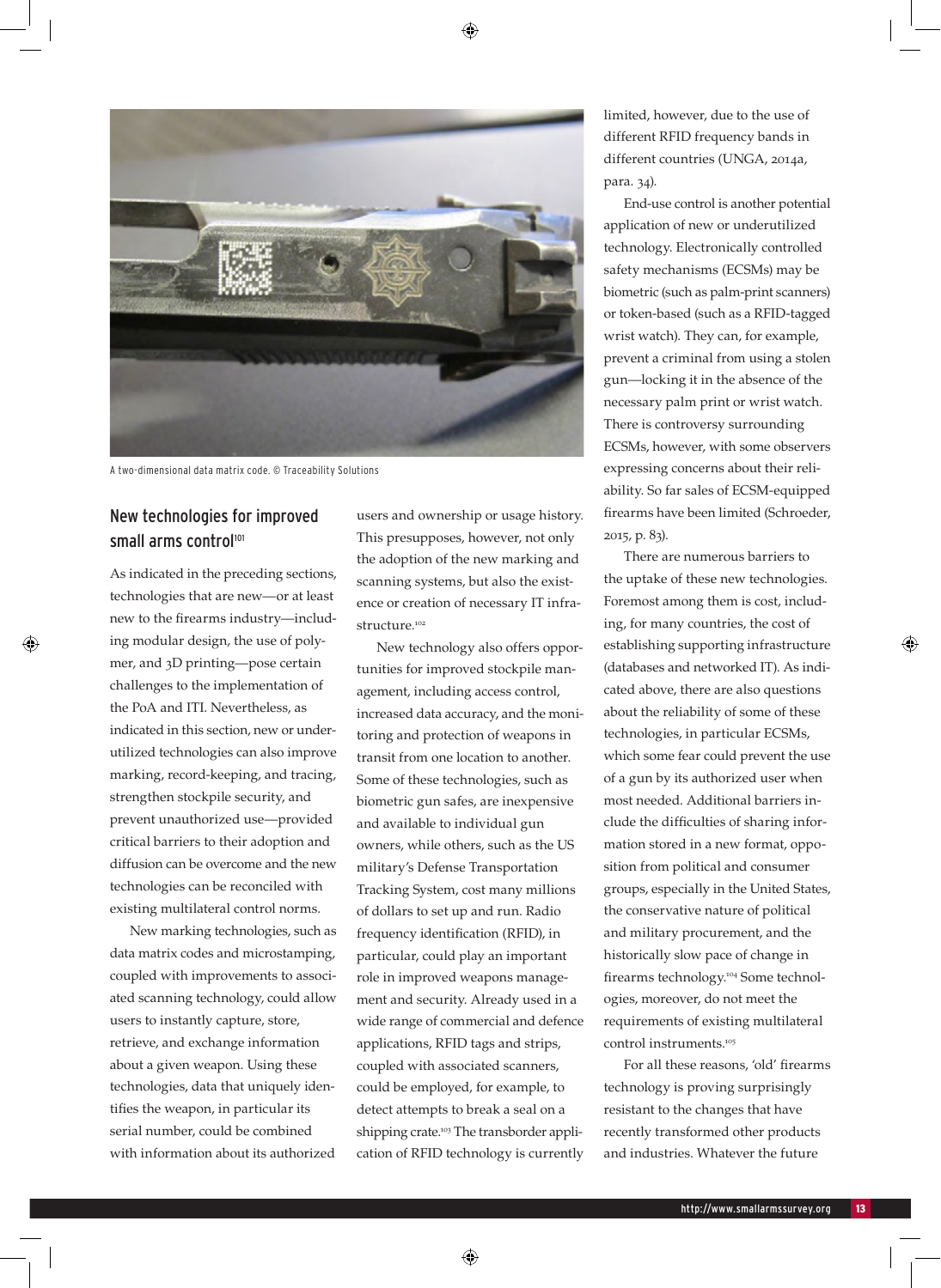A two-dimensional data matrix code. © Traceability Solutions

## New technologies for improved small arms control[101]

As indicated in the preceding sections, technologies that are new—or at least new to the firearms industry—including modular design, the use of polymer, and 3D printing—pose certain challenges to the implementation of the PoA and ITI. Nevertheless, as indicated in this section, new or underutilized technologies can also improve marking, record-keeping, and tracing, strengthen stockpile security, and prevent unauthorized use—provided critical barriers to their adoption and diffusion can be overcome and the new technologies can be reconciled with existing multilateral control norms.

New marking technologies, such as data matrix codes and microstamping, coupled with improvements to associated scanning technology, could allow users to instantly capture, store, retrieve, and exchange information about a given weapon. Using these technologies, data that uniquely identifies the weapon, in particular its serial number, could be combined with information about its authorized users and ownership or usage history. This presupposes, however, not only the adoption of the new marking and scanning systems, but also the existence or creation of necessary IT infrastructure.[102]

New technology also offers opportunities for improved stockpile management, including access control, increased data accuracy, and the monitoring and protection of weapons in transit from one location to another. Some of these technologies, such as biometric gun safes, are inexpensive and available to individual gun owners, while others, such as the US military's Defense Transportation Tracking System, cost many millions of dollars to set up and run. Radio frequency identification (RFID), in particular, could play an important role in improved weapons management and security. Already used in a wide range of commercial and defence applications, RFID tags and strips, coupled with associated scanners, could be employed, for example, to detect attempts to break a seal on a shipping crate.[103] The transborder application of RFID technology is currently limited, however, due to the use of different RFID frequency bands in different countries (UNGA, 2014a, para. 34).

End-use control is another potential application of new or underutilized technology. Electronically controlled safety mechanisms (ECSMs) may be biometric (such as palm-print scanners) or token-based (such as a RFID-tagged wrist watch). They can, for example, prevent a criminal from using a stolen gun—locking it in the absence of the necessary palm print or wrist watch. There is controversy surrounding ECSMs, however, with some observers expressing concerns about their reliability. So far sales of ECSM-equipped firearms have been limited (Schroeder, 2015, p. 83).

There are numerous barriers to the uptake of these new technologies. Foremost among them is cost, including, for many countries, the cost of establishing supporting infrastructure (databases and networked IT). As indicated above, there are also questions about the reliability of some of these technologies, in particular ECSMs, which some fear could prevent the use of a gun by its authorized user when most needed. Additional barriers include the difficulties of sharing information stored in a new format, opposition from political and consumer groups, especially in the United States, the conservative nature of political and military procurement, and the historically slow pace of change in firearms technology.[104] Some technologies, moreover, do not meet the requirements of existing multilateral control instruments.[105]

For all these reasons, 'old' firearms technology is proving surprisingly resistant to the changes that have recently transformed other products and industries. Whatever the future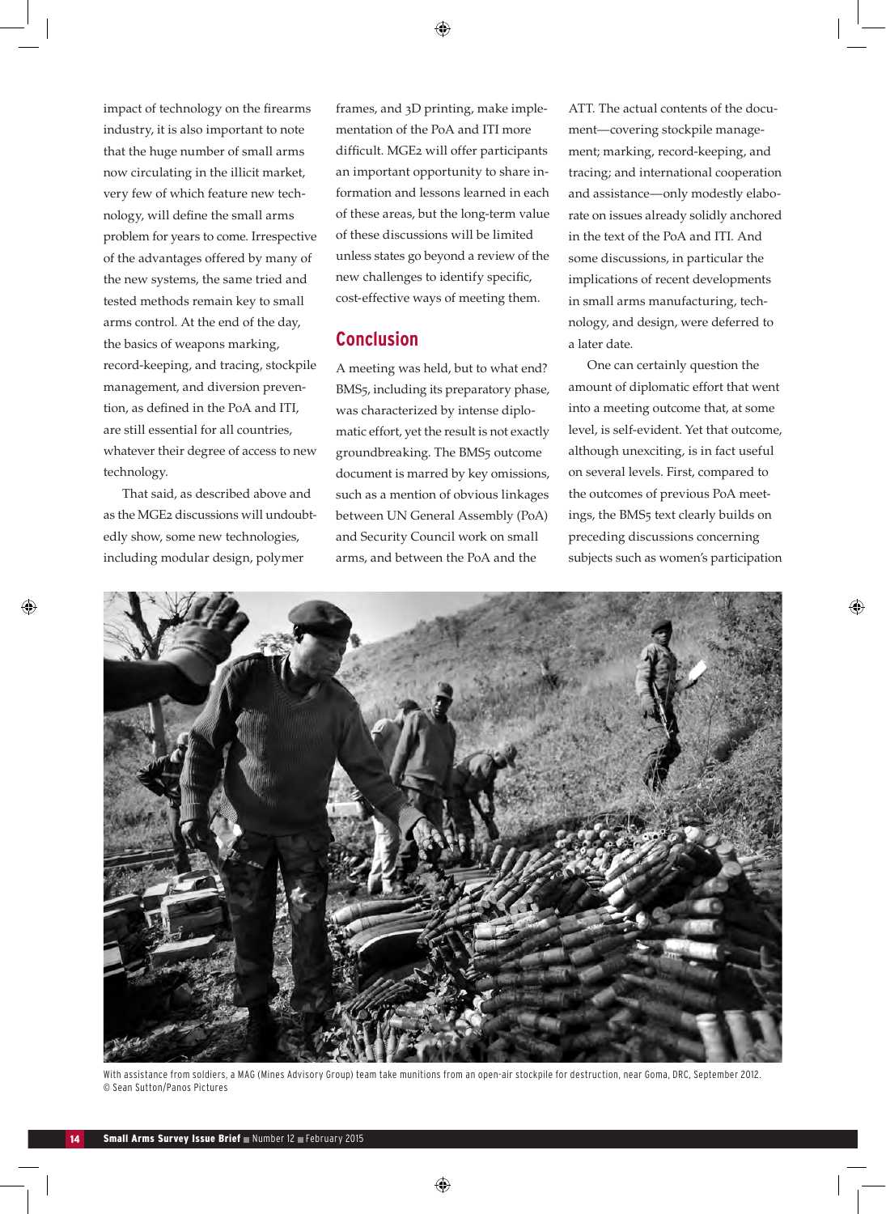impact of technology on the firearms industry, it is also important to note that the huge number of small arms now circulating in the illicit market, very few of which feature new technology, will define the small arms problem for years to come. Irrespective of the advantages offered by many of the new systems, the same tried and tested methods remain key to small arms control. At the end of the day, the basics of weapons marking, record-keeping, and tracing, stockpile management, and diversion prevention, as defined in the PoA and ITI, are still essential for all countries, whatever their degree of access to new technology.

That said, as described above and as the MGE2 discussions will undoubtedly show, some new technologies, including modular design, polymer frames, and 3D printing, make implementation of the PoA and ITI more difficult. MGE2 will offer participants an important opportunity to share information and lessons learned in each of these areas, but the long-term value of these discussions will be limited unless states go beyond a review of the new challenges to identify specific, cost-effective ways of meeting them.

## Conclusion

A meeting was held, but to what end? BMS5, including its preparatory phase, was characterized by intense diplomatic effort, yet the result is not exactly groundbreaking. The BMS5 outcome document is marred by key omissions, such as a mention of obvious linkages between UN General Assembly (PoA) and Security Council work on small arms, and between the PoA and the ATT. The actual contents of the document—covering stockpile management; marking, record-keeping, and tracing; and international cooperation and assistance—only modestly elaborate on issues already solidly anchored in the text of the PoA and ITI. And some discussions, in particular the implications of recent developments in small arms manufacturing, technology, and design, were deferred to a later date.

One can certainly question the amount of diplomatic effort that went into a meeting outcome that, at some level, is self-evident. Yet that outcome, although unexciting, is in fact useful on several levels. First, compared to the outcomes of previous PoA meetings, the BMS5 text clearly builds on preceding discussions concerning subjects such as women's participation

With assistance from soldiers, a MAG (Mines Advisory Group) team take munitions from an open-air stockpile for destruction, near Goma, DRC, September 2012. © Sean Sutton/Panos Pictures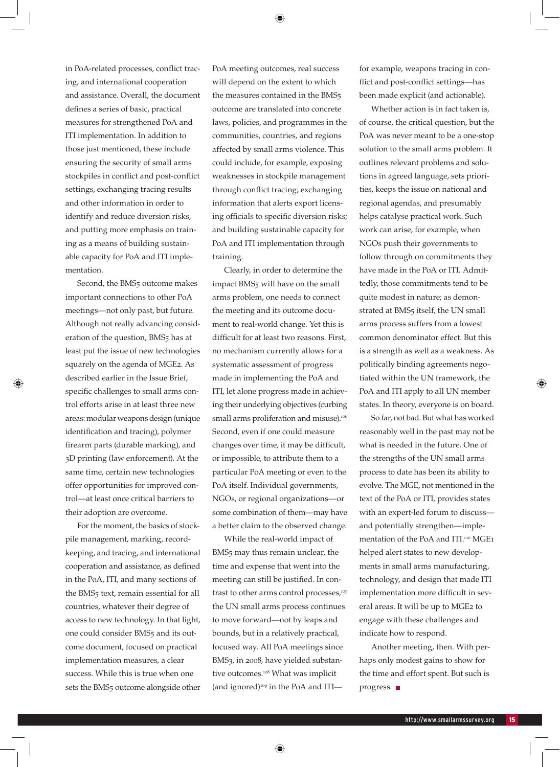in PoA-related processes, conflict tracing, and international cooperation and assistance. Overall, the document defines a series of basic, practical measures for strengthened PoA and ITI implementation. In addition to those just mentioned, these include ensuring the security of small arms stockpiles in conflict and post-conflict settings, exchanging tracing results and other information in order to identify and reduce diversion risks, and putting more emphasis on training as a means of building sustainable capacity for PoA and ITI implementation.

Second, the BMS5 outcome makes important connections to other PoA meetings—not only past, but future. Although not really advancing consideration of the question, BMS5 has at least put the issue of new technologies squarely on the agenda of MGE2. As described earlier in the Issue Brief, specific challenges to small arms control efforts arise in at least three new areas: modular weapons design (unique identification and tracing), polymer firearm parts (durable marking), and 3D printing (law enforcement). At the same time, certain new technologies offer opportunities for improved control—at least once critical barriers to their adoption are overcome.

For the moment, the basics of stockpile management, marking, record-keeping, and tracing, and international cooperation and assistance, as defined in the PoA, ITI, and many sections of the BMS5 text, remain essential for all countries, whatever their degree of access to new technology. In that light, one could consider BMS5 and its outcome document, focused on practical implementation measures, a clear success. While this is true when one sets the BMS5 outcome alongside other PoA meeting outcomes, real success will depend on the extent to which the measures contained in the BMS5 outcome are translated into concrete laws, policies, and programmes in the communities, countries, and regions affected by small arms violence. This could include, for example, exposing weaknesses in stockpile management through conflict tracing; exchanging information that alerts export licensing officials to specific diversion risks; and building sustainable capacity for PoA and ITI implementation through training.

Clearly, in order to determine the impact BMS5 will have on the small arms problem, one needs to connect the meeting and its outcome document to real-world change. Yet this is difficult for at least two reasons. First, no mechanism currently allows for a systematic assessment of progress made in implementing the PoA and ITI, let alone progress made in achieving their underlying objectives (curbing small arms proliferation and misuse).[106] Second, even if one could measure changes over time, it may be difficult, or impossible, to attribute them to a particular PoA meeting or even to the PoA itself. Individual governments, NGOs, or regional organizations—or some combination of them—may have a better claim to the observed change.

While the real-world impact of BMS5 may thus remain unclear, the time and expense that went into the meeting can still be justified. In contrast to other arms control processes,[107] the UN small arms process continues to move forward—not by leaps and bounds, but in a relatively practical, focused way. All PoA meetings since BMS3, in 2008, have yielded substantive outcomes.[108] What was implicit (and ignored)[109] in the PoA and ITI—for example, weapons tracing in conflict and post-conflict settings—has been made explicit (and actionable).

Whether action is in fact taken is, of course, the critical question, but the PoA was never meant to be a one-stop solution to the small arms problem. It outlines relevant problems and solutions in agreed language, sets priorities, keeps the issue on national and regional agendas, and presumably helps catalyse practical work. Such work can arise, for example, when NGOs push their governments to follow through on commitments they have made in the PoA or ITI. Admittedly, those commitments tend to be quite modest in nature; as demonstrated at BMS5 itself, the UN small arms process suffers from a lowest common denominator effect. But this is a strength as well as a weakness. As politically binding agreements negotiated within the UN framework, the PoA and ITI apply to all UN member states. In theory, everyone is on board.

So far, not bad. But what has worked reasonably well in the past may not be what is needed in the future. One of the strengths of the UN small arms process to date has been its ability to evolve. The MGE, not mentioned in the text of the PoA or ITI, provides states with an expert-led forum to discuss—and potentially strengthen—implementation of the PoA and ITI.[110] MGE1 helped alert states to new developments in small arms manufacturing, technology, and design that made ITI implementation more difficult in several areas. It will be up to MGE2 to engage with these challenges and indicate how to respond.

Another meeting, then. With perhaps only modest gains to show for the time and effort spent. But such is progress. ■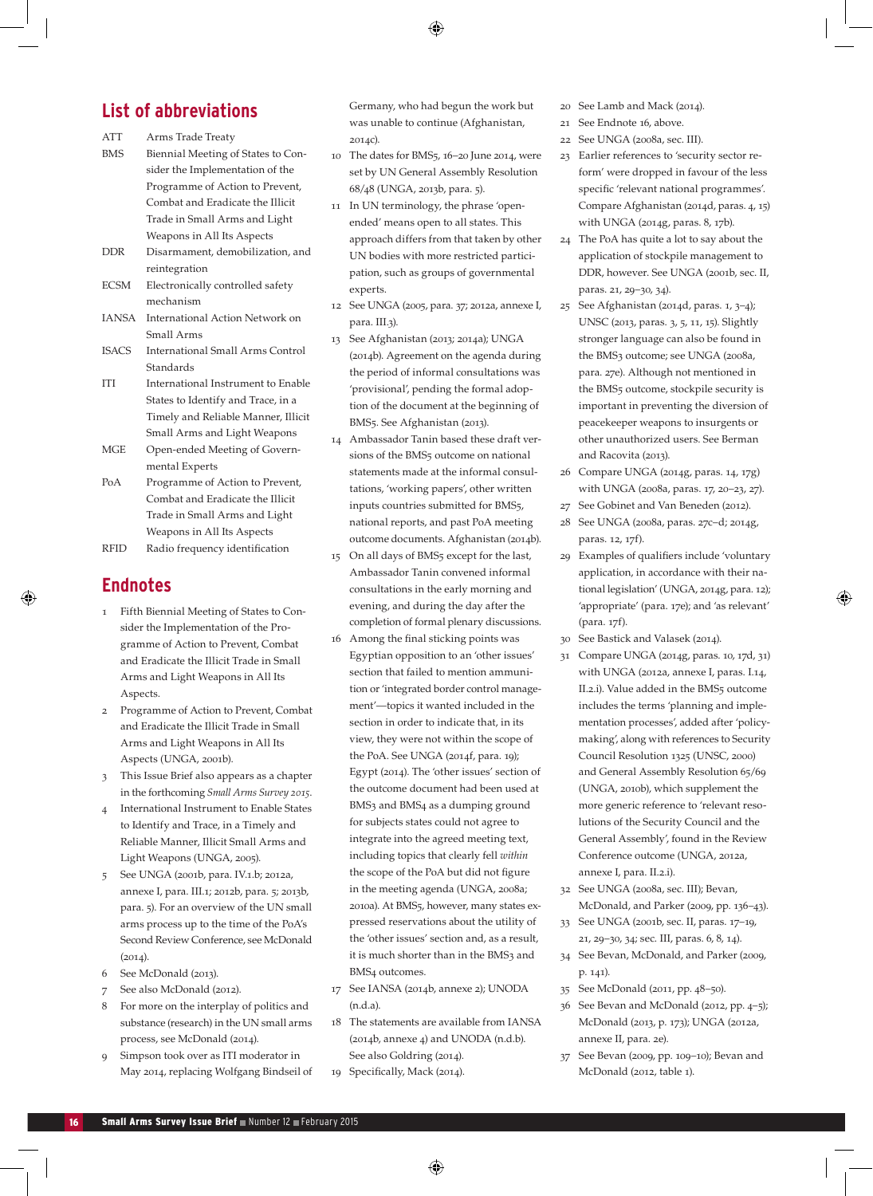## List of abbreviations

| | |
|---|---|
| ATT | Arms Trade Treaty |
| BMS | Biennial Meeting of States to Consider the Implementation of the Programme of Action to Prevent, Combat and Eradicate the Illicit Trade in Small Arms and Light Weapons in All Its Aspects |
| DDR | Disarmament, demobilization, and reintegration |
| ECSM | Electronically controlled safety mechanism |
| IANSA | International Action Network on Small Arms |
| ISACS | International Small Arms Control Standards |
| ITI | International Instrument to Enable States to Identify and Trace, in a Timely and Reliable Manner, Illicit Small Arms and Light Weapons |
| MGE | Open-ended Meeting of Governmental Experts |
| PoA | Programme of Action to Prevent, Combat and Eradicate the Illicit Trade in Small Arms and Light Weapons in All Its Aspects |
| RFID | Radio frequency identification |

## Endnotes

1. Fifth Biennial Meeting of States to Consider the Implementation of the Programme of Action to Prevent, Combat and Eradicate the Illicit Trade in Small Arms and Light Weapons in All Its Aspects.
2. Programme of Action to Prevent, Combat and Eradicate the Illicit Trade in Small Arms and Light Weapons in All Its Aspects (UNGA, 2001b).
3. This Issue Brief also appears as a chapter in the forthcoming *Small Arms Survey 2015*.
4. International Instrument to Enable States to Identify and Trace, in a Timely and Reliable Manner, Illicit Small Arms and Light Weapons (UNGA, 2005).
5. See UNGA (2001b, para. IV.1.b; 2012a, annexe I, para. III.1; 2012b, para. 5; 2013b, para. 5). For an overview of the UN small arms process up to the time of the PoA's Second Review Conference, see McDonald (2014).
6. See McDonald (2013).
7. See also McDonald (2012).
8. For more on the interplay of politics and substance (research) in the UN small arms process, see McDonald (2014).
9. Simpson took over as ITI moderator in May 2014, replacing Wolfgang Bindseil of Germany, who had begun the work but was unable to continue (Afghanistan, 2014c).
10. The dates for BMS5, 16–20 June 2014, were set by UN General Assembly Resolution 68/48 (UNGA, 2013b, para. 5).
11. In UN terminology, the phrase 'open-ended' means open to all states. This approach differs from that taken by other UN bodies with more restricted participation, such as groups of governmental experts.
12. See UNGA (2005, para. 37; 2012a, annexe I, para. III.3).
13. See Afghanistan (2013; 2014a); UNGA (2014b). Agreement on the agenda during the period of informal consultations was 'provisional', pending the formal adoption of the document at the beginning of BMS5. See Afghanistan (2013).
14. Ambassador Tanin based these draft versions of the BMS5 outcome on national statements made at the informal consultations, 'working papers', other written inputs countries submitted for BMS5, national reports, and past PoA meeting outcome documents. Afghanistan (2014b).
15. On all days of BMS5 except for the last, Ambassador Tanin convened informal consultations in the early morning and evening, and during the day after the completion of formal plenary discussions.
16. Among the final sticking points was Egyptian opposition to an 'other issues' section that failed to mention ammunition or 'integrated border control management'—topics it wanted included in the section in order to indicate that, in its view, they were not within the scope of the PoA. See UNGA (2014f, para. 19); Egypt (2014). The 'other issues' section of the outcome document had been used at BMS3 and BMS4 as a dumping ground for subjects states could not agree to integrate into the agreed meeting text, including topics that clearly fell *within* the scope of the PoA but did not figure in the meeting agenda (UNGA, 2008a; 2010a). At BMS5, however, many states expressed reservations about the utility of the 'other issues' section and, as a result, it is much shorter than in the BMS3 and BMS4 outcomes.
17. See IANSA (2014b, annexe 2); UNODA (n.d.a).
18. The statements are available from IANSA (2014b, annexe 4) and UNODA (n.d.b). See also Goldring (2014).
19. Specifically, Mack (2014).
20. See Lamb and Mack (2014).
21. See Endnote 16, above.
22. See UNGA (2008a, sec. III).
23. Earlier references to 'security sector reform' were dropped in favour of the less specific 'relevant national programmes'. Compare Afghanistan (2014d, paras. 4, 15) with UNGA (2014g, paras. 8, 17b).
24. The PoA has quite a lot to say about the application of stockpile management to DDR, however. See UNGA (2001b, sec. II, paras. 21, 29–30, 34).
25. See Afghanistan (2014d, paras. 1, 3–4); UNSC (2013, paras. 3, 5, 11, 15). Slightly stronger language can also be found in the BMS3 outcome; see UNGA (2008a, para. 27e). Although not mentioned in the BMS5 outcome, stockpile security is important in preventing the diversion of peacekeeper weapons to insurgents or other unauthorized users. See Berman and Racovita (2013).
26. Compare UNGA (2014g, paras. 14, 17g) with UNGA (2008a, paras. 17, 20–23, 27).
27. See Gobinet and Van Beneden (2012).
28. See UNGA (2008a, paras. 27c–d; 2014g, paras. 12, 17f).
29. Examples of qualifiers include 'voluntary application, in accordance with their national legislation' (UNGA, 2014g, para. 12); 'appropriate' (para. 17e); and 'as relevant' (para. 17f).
30. See Bastick and Valasek (2014).
31. Compare UNGA (2014g, paras. 10, 17d, 31) with UNGA (2012a, annexe I, paras. I.14, II.2.i). Value added in the BMS5 outcome includes the terms 'planning and implementation processes', added after 'policy-making', along with references to Security Council Resolution 1325 (UNSC, 2000) and General Assembly Resolution 65/69 (UNGA, 2010b), which supplement the more generic reference to 'relevant resolutions of the Security Council and the General Assembly', found in the Review Conference outcome (UNGA, 2012a, annexe I, para. II.2.i).
32. See UNGA (2008a, sec. III); Bevan, McDonald, and Parker (2009, pp. 136–43).
33. See UNGA (2001b, sec. II, paras. 17–19, 21, 29–30, 34; sec. III, paras. 6, 8, 14).
34. See Bevan, McDonald, and Parker (2009, p. 141).
35. See McDonald (2011, pp. 48–50).
36. See Bevan and McDonald (2012, pp. 4–5); McDonald (2013, p. 173); UNGA (2012a, annexe II, para. 2e).
37. See Bevan (2009, pp. 109–10); Bevan and McDonald (2012, table 1).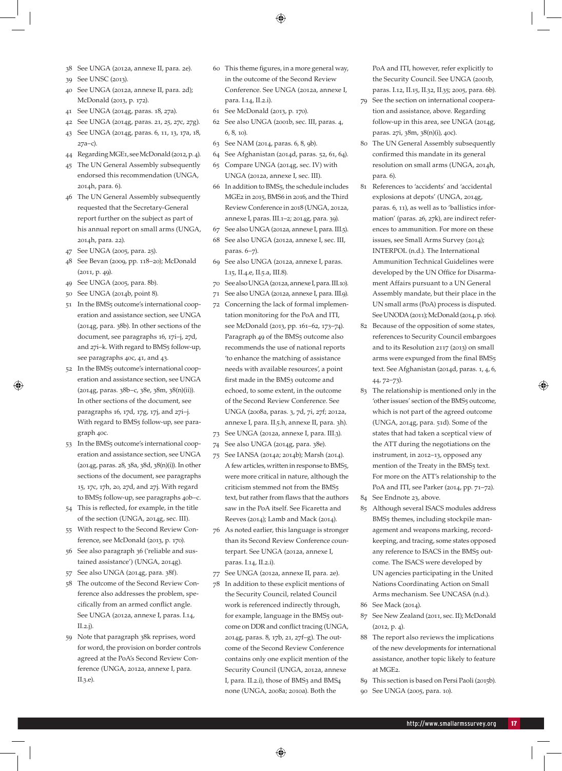38 See UNGA (2012a, annexe II, para. 2e).

39 See UNSC (2013).

40 See UNGA (2012a, annexe II, para. 2d); McDonald (2013, p. 172).

41 See UNGA (2014g, paras. 18, 27a).

42 See UNGA (2014g, paras. 21, 25, 27c, 27g).

43 See UNGA (2014g, paras. 6, 11, 13, 17a, 18, 27a–c).

44 Regarding MGE1, see McDonald (2012, p. 4).

45 The UN General Assembly subsequently endorsed this recommendation (UNGA, 2014h, para. 6).

46 The UN General Assembly subsequently requested that the Secretary-General report further on the subject as part of his annual report on small arms (UNGA, 2014h, para. 22).

47 See UNGA (2005, para. 25).

48 See Bevan (2009, pp. 118–20); McDonald (2011, p. 49).

49 See UNGA (2005, para. 8b).

50 See UNGA (2014b, point 8).

51 In the BMS5 outcome's international cooperation and assistance section, see UNGA (2014g, para. 38b). In other sections of the document, see paragraphs 16, 17i–j, 27d, and 27i–k. With regard to BMS5 follow-up, see paragraphs 40c, 41, and 43.

52 In the BMS5 outcome's international cooperation and assistance section, see UNGA (2014g, paras. 38b–c, 38e, 38m, 38(n)(ii)). In other sections of the document, see paragraphs 16, 17d, 17g, 17j, and 27i–j. With regard to BMS5 follow-up, see paragraph 40c.

53 In the BMS5 outcome's international cooperation and assistance section, see UNGA (2014g, paras. 28, 38a, 38d, 38(n)(i)). In other sections of the document, see paragraphs 15, 17c, 17h, 20, 27d, and 27j. With regard to BMS5 follow-up, see paragraphs 40b–c.

54 This is reflected, for example, in the title of the section (UNGA, 2014g, sec. III).

55 With respect to the Second Review Conference, see McDonald (2013, p. 170).

56 See also paragraph 36 ('reliable and sustained assistance') (UNGA, 2014g).

57 See also UNGA (2014g, para. 38f).

58 The outcome of the Second Review Conference also addresses the problem, specifically from an armed conflict angle. See UNGA (2012a, annexe I, paras. I.14, II.2.j).

59 Note that paragraph 38k reprises, word for word, the provision on border controls agreed at the PoA's Second Review Conference (UNGA, 2012a, annexe I, para. II.3.e).

60 This theme figures, in a more general way, in the outcome of the Second Review Conference. See UNGA (2012a, annexe I, para. I.14, II.2.i).

61 See McDonald (2013, p. 170).

62 See also UNGA (2001b, sec. III, paras. 4, 6, 8, 10).

63 See NAM (2014, paras. 6, 8, 9b).

64 See Afghanistan (2014d, paras. 52, 61, 64).

65 Compare UNGA (2014g, sec. IV) with UNGA (2012a, annexe I, sec. III).

66 In addition to BMS5, the schedule includes MGE2 in 2015, BMS6 in 2016, and the Third Review Conference in 2018 (UNGA, 2012a, annexe I, paras. III.1–2; 2014g, para. 39).

67 See also UNGA (2012a, annexe I, para. III.5).

68 See also UNGA (2012a, annexe I, sec. III, paras. 6–7).

69 See also UNGA (2012a, annexe I, paras. I.15, II.4.e, II.5.a, III.8).

70 See also UNGA (2012a, annexe I, para. III.10).

71 See also UNGA (2012a, annexe I, para. III.9).

72 Concerning the lack of formal implementation monitoring for the PoA and ITI, see McDonald (2013, pp. 161–62, 173–74). Paragraph 49 of the BMS5 outcome also recommends the use of national reports 'to enhance the matching of assistance needs with available resources', a point first made in the BMS3 outcome and echoed, to some extent, in the outcome of the Second Review Conference. See UNGA (2008a, paras. 3, 7d, 7i, 27f; 2012a, annexe I, para. II.5.h, annexe II, para. 3h).

73 See UNGA (2012a, annexe I, para. III.3).

74 See also UNGA (2014g, para. 38e).

75 See IANSA (2014a; 2014b); Marsh (2014). A few articles, written in response to BMS5, were more critical in nature, although the criticism stemmed not from the BMS5 text, but rather from flaws that the authors saw in the PoA itself. See Ficaretta and Reeves (2014); Lamb and Mack (2014).

76 As noted earlier, this language is stronger than its Second Review Conference counterpart. See UNGA (2012a, annexe I, paras. I.14, II.2.i).

77 See UNGA (2012a, annexe II, para. 2e).

78 In addition to these explicit mentions of the Security Council, related Council work is referenced indirectly through, for example, language in the BMS5 outcome on DDR and conflict tracing (UNGA, 2014g, paras. 8, 17b, 21, 27f–g). The outcome of the Second Review Conference contains only one explicit mention of the Security Council (UNGA, 2012a, annexe I, para. II.2.i), those of BMS3 and BMS4 none (UNGA, 2008a; 2010a). Both the PoA and ITI, however, refer explicitly to the Security Council. See UNGA (2001b, paras. I.12, II.15, II.32, II.35; 2005, para. 6b).

79 See the section on international cooperation and assistance, above. Regarding follow-up in this area, see UNGA (2014g, paras. 27i, 38m, 38(n)(i), 40c).

80 The UN General Assembly subsequently confirmed this mandate in its general resolution on small arms (UNGA, 2014h, para. 6).

81 References to 'accidents' and 'accidental explosions at depots' (UNGA, 2014g, paras. 6, 11), as well as to 'ballistics information' (paras. 26, 27k), are indirect references to ammunition. For more on these issues, see Small Arms Survey (2014); INTERPOL (n.d.). The International Ammunition Technical Guidelines were developed by the UN Office for Disarmament Affairs pursuant to a UN General Assembly mandate, but their place in the UN small arms (PoA) process is disputed. See UNODA (2011); McDonald (2014, p. 160).

82 Because of the opposition of some states, references to Security Council embargoes and to its Resolution 2117 (2013) on small arms were expunged from the final BMS5 text. See Afghanistan (2014d, paras. 1, 4, 6, 44, 72–73).

83 The relationship is mentioned only in the 'other issues' section of the BMS5 outcome, which is not part of the agreed outcome (UNGA, 2014g, para. 51d). Some of the states that had taken a sceptical view of the ATT during the negotiations on the instrument, in 2012–13, opposed any mention of the Treaty in the BMS5 text. For more on the ATT's relationship to the PoA and ITI, see Parker (2014, pp. 71–72).

84 See Endnote 23, above.

85 Although several ISACS modules address BMS5 themes, including stockpile management and weapons marking, recordkeeping, and tracing, some states opposed any reference to ISACS in the BMS5 outcome. The ISACS were developed by UN agencies participating in the United Nations Coordinating Action on Small Arms mechanism. See UNCASA (n.d.).

86 See Mack (2014).

87 See New Zealand (2011, sec. II); McDonald (2012, p. 4).

88 The report also reviews the implications of the new developments for international assistance, another topic likely to feature at MGE2.

89 This section is based on Persi Paoli (2015b).

90 See UNGA (2005, para. 10).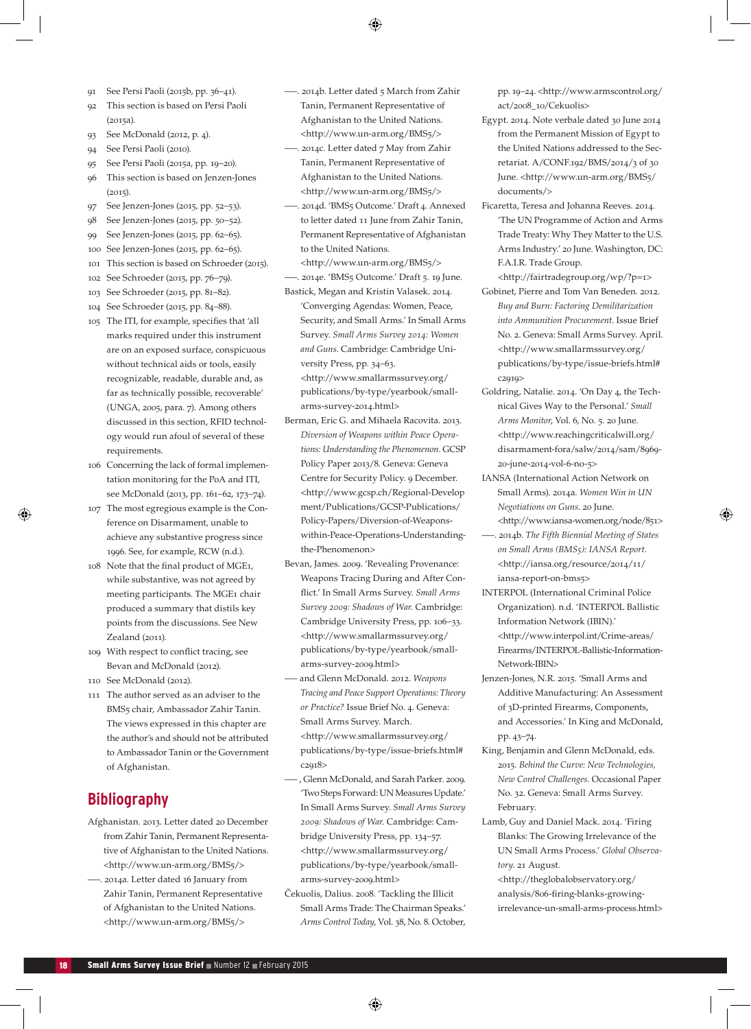91 See Persi Paoli (2015b, pp. 36–41).

92 This section is based on Persi Paoli (2015a).

93 See McDonald (2012, p. 4).

94 See Persi Paoli (2010).

95 See Persi Paoli (2015a, pp. 19–20).

96 This section is based on Jenzen-Jones (2015).

97 See Jenzen-Jones (2015, pp. 52–53).

98 See Jenzen-Jones (2015, pp. 50–52).

99 See Jenzen-Jones (2015, pp. 62–65).

100 See Jenzen-Jones (2015, pp. 62–65).

101 This section is based on Schroeder (2015).

102 See Schroeder (2015, pp. 76–79).

103 See Schroeder (2015, pp. 81–82).

104 See Schroeder (2015, pp. 84–88).

105 The ITI, for example, specifies that 'all marks required under this instrument are on an exposed surface, conspicuous without technical aids or tools, easily recognizable, readable, durable and, as far as technically possible, recoverable' (UNGA, 2005, para. 7). Among others discussed in this section, RFID technology would run afoul of several of these requirements.

106 Concerning the lack of formal implementation monitoring for the PoA and ITI, see McDonald (2013, pp. 161–62, 173–74).

107 The most egregious example is the Conference on Disarmament, unable to achieve any substantive progress since 1996. See, for example, RCW (n.d.).

108 Note that the final product of MGE1, while substantive, was not agreed by meeting participants. The MGE1 chair produced a summary that distils key points from the discussions. See New Zealand (2011).

109 With respect to conflict tracing, see Bevan and McDonald (2012).

110 See McDonald (2012).

111 The author served as an adviser to the BMS5 chair, Ambassador Zahir Tanin. The views expressed in this chapter are the author's and should not be attributed to Ambassador Tanin or the Government of Afghanistan.

## Bibliography

Afghanistan. 2013. Letter dated 20 December from Zahir Tanin, Permanent Representative of Afghanistan to the United Nations. <http://www.un-arm.org/BMS5/>

—. 2014a. Letter dated 16 January from Zahir Tanin, Permanent Representative of Afghanistan to the United Nations. <http://www.un-arm.org/BMS5/>

—. 2014b. Letter dated 5 March from Zahir Tanin, Permanent Representative of Afghanistan to the United Nations. <http://www.un-arm.org/BMS5/>

—. 2014c. Letter dated 7 May from Zahir Tanin, Permanent Representative of Afghanistan to the United Nations. <http://www.un-arm.org/BMS5/>

—. 2014d. 'BMS5 Outcome.' Draft 4. Annexed to letter dated 11 June from Zahir Tanin, Permanent Representative of Afghanistan to the United Nations. <http://www.un-arm.org/BMS5/>

—. 2014e. 'BMS5 Outcome.' Draft 5. 19 June.

Bastick, Megan and Kristin Valasek. 2014. 'Converging Agendas: Women, Peace, Security, and Small Arms.' In Small Arms Survey. *Small Arms Survey 2014: Women and Guns*. Cambridge: Cambridge University Press, pp. 34–63. <http://www.smallarmssurvey.org/publications/by-type/yearbook/small-arms-survey-2014.html>

Berman, Eric G. and Mihaela Racovita. 2013. *Diversion of Weapons within Peace Operations: Understanding the Phenomenon*. GCSP Policy Paper 2013/8. Geneva: Geneva Centre for Security Policy. 9 December. <http://www.gcsp.ch/Regional-Development/Publications/GCSP-Publications/Policy-Papers/Diversion-of-Weapons-within-Peace-Operations-Understanding-the-Phenomenon>

Bevan, James. 2009. 'Revealing Provenance: Weapons Tracing During and After Conflict.' In Small Arms Survey. *Small Arms Survey 2009: Shadows of War*. Cambridge: Cambridge University Press, pp. 106–33. <http://www.smallarmssurvey.org/publications/by-type/yearbook/small-arms-survey-2009.html>

— and Glenn McDonald. 2012. *Weapons Tracing and Peace Support Operations: Theory or Practice?* Issue Brief No. 4. Geneva: Small Arms Survey. March. <http://www.smallarmssurvey.org/publications/by-type/issue-briefs.html#c2918>

—, Glenn McDonald, and Sarah Parker. 2009. 'Two Steps Forward: UN Measures Update.' In Small Arms Survey. *Small Arms Survey 2009: Shadows of War*. Cambridge: Cambridge University Press, pp. 134–57. <http://www.smallarmssurvey.org/publications/by-type/yearbook/small-arms-survey-2009.html>

Čekuolis, Dalius. 2008. 'Tackling the Illicit Small Arms Trade: The Chairman Speaks.' *Arms Control Today*, Vol. 38, No. 8. October, pp. 19–24. <http://www.armscontrol.org/act/2008_10/Cekuolis>

Egypt. 2014. Note verbale dated 30 June 2014 from the Permanent Mission of Egypt to the United Nations addressed to the Secretariat. A/CONF.192/BMS/2014/3 of 30 June. <http://www.un-arm.org/BMS5/documents/>

Ficaretta, Teresa and Johanna Reeves. 2014. 'The UN Programme of Action and Arms Trade Treaty: Why They Matter to the U.S. Arms Industry.' 20 June. Washington, DC: F.A.I.R. Trade Group. <http://fairtradegroup.org/wp/?p=1>

Gobinet, Pierre and Tom Van Beneden. 2012. *Buy and Burn: Factoring Demilitarization into Ammunition Procurement*. Issue Brief No. 2. Geneva: Small Arms Survey. April. <http://www.smallarmssurvey.org/publications/by-type/issue-briefs.html#c2919>

Goldring, Natalie. 2014. 'On Day 4, the Technical Gives Way to the Personal.' *Small Arms Monitor*, Vol. 6, No. 5. 20 June. <http://www.reachingcriticalwill.org/disarmament-fora/salw/2014/sam/8969-20-june-2014-vol-6-no-5>

IANSA (International Action Network on Small Arms). 2014a. *Women Win in UN Negotiations on Guns*. 20 June. <http://www.iansa-women.org/node/851>

—. 2014b. *The Fifth Biennial Meeting of States on Small Arms (BMS5): IANSA Report*. <http://iansa.org/resource/2014/11/iansa-report-on-bms5>

INTERPOL (International Criminal Police Organization). n.d. 'INTERPOL Ballistic Information Network (IBIN).' <http://www.interpol.int/Crime-areas/Firearms/INTERPOL-Ballistic-Information-Network-IBIN>

Jenzen-Jones, N.R. 2015. 'Small Arms and Additive Manufacturing: An Assessment of 3D-printed Firearms, Components, and Accessories.' In King and McDonald, pp. 43–74.

King, Benjamin and Glenn McDonald, eds. 2015. *Behind the Curve: New Technologies, New Control Challenges*. Occasional Paper No. 32. Geneva: Small Arms Survey. February.

Lamb, Guy and Daniel Mack. 2014. 'Firing Blanks: The Growing Irrelevance of the UN Small Arms Process.' *Global Observatory*. 21 August. <http://theglobalobservatory.org/analysis/806-firing-blanks-growing-irrelevance-un-small-arms-process.html>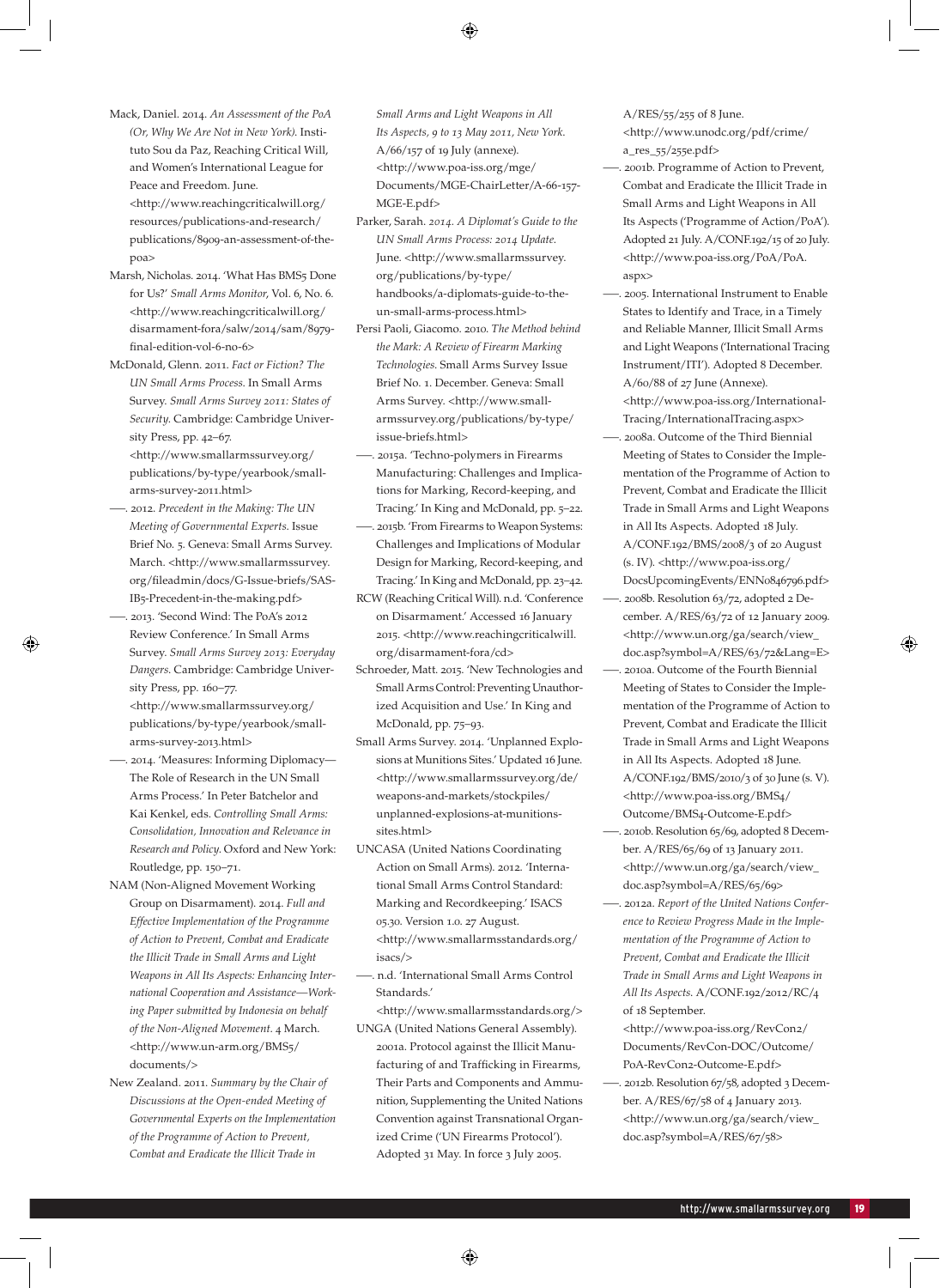Mack, Daniel. 2014. *An Assessment of the PoA (Or, Why We Are Not in New York)*. Instituto Sou da Paz, Reaching Critical Will, and Women's International League for Peace and Freedom. June. <http://www.reachingcriticalwill.org/resources/publications-and-research/publications/8909-an-assessment-of-the-poa>

Marsh, Nicholas. 2014. 'What Has BMS5 Done for Us?' *Small Arms Monitor*, Vol. 6, No. 6. <http://www.reachingcriticalwill.org/disarmament-fora/salw/2014/sam/8979-final-edition-vol-6-no-6>

McDonald, Glenn. 2011. *Fact or Fiction? The UN Small Arms Process*. In Small Arms Survey. *Small Arms Survey 2011: States of Security*. Cambridge: Cambridge University Press, pp. 42–67. <http://www.smallarmssurvey.org/publications/by-type/yearbook/small-arms-survey-2011.html>

——. 2012. *Precedent in the Making: The UN Meeting of Governmental Experts*. Issue Brief No. 5. Geneva: Small Arms Survey. March. <http://www.smallarmssurvey.org/fileadmin/docs/G-Issue-briefs/SAS-IB5-Precedent-in-the-making.pdf>

——. 2013. 'Second Wind: The PoA's 2012 Review Conference.' In Small Arms Survey. *Small Arms Survey 2013: Everyday Dangers*. Cambridge: Cambridge University Press, pp. 160–77. <http://www.smallarmssurvey.org/publications/by-type/yearbook/small-arms-survey-2013.html>

——. 2014. 'Measures: Informing Diplomacy—The Role of Research in the UN Small Arms Process.' In Peter Batchelor and Kai Kenkel, eds. *Controlling Small Arms: Consolidation, Innovation and Relevance in Research and Policy*. Oxford and New York: Routledge, pp. 150–71.

NAM (Non-Aligned Movement Working Group on Disarmament). 2014. *Full and Effective Implementation of the Programme of Action to Prevent, Combat and Eradicate the Illicit Trade in Small Arms and Light Weapons in All Its Aspects: Enhancing International Cooperation and Assistance—Working Paper submitted by Indonesia on behalf of the Non-Aligned Movement*. 4 March. <http://www.un-arm.org/BMS5/documents/>

New Zealand. 2011. *Summary by the Chair of Discussions at the Open-ended Meeting of Governmental Experts on the Implementation of the Programme of Action to Prevent, Combat and Eradicate the Illicit Trade in Small Arms and Light Weapons in All Its Aspects, 9 to 13 May 2011, New York*. A/66/157 of 19 July (annexe). <http://www.poa-iss.org/mge/Documents/MGE-ChairLetter/A-66-157-MGE-E.pdf>

Parker, Sarah. *2014. A Diplomat's Guide to the UN Small Arms Process: 2014 Update*. June. <http://www.smallarmssurvey.org/publications/by-type/handbooks/a-diplomats-guide-to-the-un-small-arms-process.html>

Persi Paoli, Giacomo. 2010. *The Method behind the Mark: A Review of Firearm Marking Technologies*. Small Arms Survey Issue Brief No. 1. December. Geneva: Small Arms Survey. <http://www.smallarmssurvey.org/publications/by-type/issue-briefs.html>

——. 2015a. 'Techno-polymers in Firearms Manufacturing: Challenges and Implications for Marking, Record-keeping, and Tracing.' In King and McDonald, pp. 5–22.

——. 2015b. 'From Firearms to Weapon Systems: Challenges and Implications of Modular Design for Marking, Record-keeping, and Tracing.' In King and McDonald, pp. 23–42.

RCW (Reaching Critical Will). n.d. 'Conference on Disarmament.' Accessed 16 January 2015. <http://www.reachingcriticalwill.org/disarmament-fora/cd>

Schroeder, Matt. 2015. 'New Technologies and Small Arms Control: Preventing Unauthorized Acquisition and Use.' In King and McDonald, pp. 75–93.

Small Arms Survey. 2014. 'Unplanned Explosions at Munitions Sites.' Updated 16 June. <http://www.smallarmssurvey.org/de/weapons-and-markets/stockpiles/unplanned-explosions-at-munitions-sites.html>

UNCASA (United Nations Coordinating Action on Small Arms). 2012. 'International Small Arms Control Standard: Marking and Recordkeeping.' ISACS 05.30. Version 1.0. 27 August. <http://www.smallarmsstandards.org/isacs/>

——. n.d. 'International Small Arms Control Standards.' <http://www.smallarmsstandards.org/>

UNGA (United Nations General Assembly). 2001a. Protocol against the Illicit Manufacturing of and Trafficking in Firearms, Their Parts and Components and Ammunition, Supplementing the United Nations Convention against Transnational Organized Crime ('UN Firearms Protocol'). Adopted 31 May. In force 3 July 2005. A/RES/55/255 of 8 June. <http://www.unodc.org/pdf/crime/a_res_55/255e.pdf>

——. 2001b. Programme of Action to Prevent, Combat and Eradicate the Illicit Trade in Small Arms and Light Weapons in All Its Aspects ('Programme of Action/PoA'). Adopted 21 July. A/CONF.192/15 of 20 July. <http://www.poa-iss.org/PoA/PoA.aspx>

——. 2005. International Instrument to Enable States to Identify and Trace, in a Timely and Reliable Manner, Illicit Small Arms and Light Weapons ('International Tracing Instrument/ITI'). Adopted 8 December. A/60/88 of 27 June (Annexe). <http://www.poa-iss.org/International-Tracing/InternationalTracing.aspx>

——. 2008a. Outcome of the Third Biennial Meeting of States to Consider the Implementation of the Programme of Action to Prevent, Combat and Eradicate the Illicit Trade in Small Arms and Light Weapons in All Its Aspects. Adopted 18 July. A/CONF.192/BMS/2008/3 of 20 August (s. IV). <http://www.poa-iss.org/DocsUpcomingEvents/ENN0846796.pdf>

——. 2008b. Resolution 63/72, adopted 2 December. A/RES/63/72 of 12 January 2009. <http://www.un.org/ga/search/view_doc.asp?symbol=A/RES/63/72&Lang=E>

——. 2010a. Outcome of the Fourth Biennial Meeting of States to Consider the Implementation of the Programme of Action to Prevent, Combat and Eradicate the Illicit Trade in Small Arms and Light Weapons in All Its Aspects. Adopted 18 June. A/CONF.192/BMS/2010/3 of 30 June (s. V). <http://www.poa-iss.org/BMS4/Outcome/BMS4-Outcome-E.pdf>

——. 2010b. Resolution 65/69, adopted 8 December. A/RES/65/69 of 13 January 2011. <http://www.un.org/ga/search/view_doc.asp?symbol=A/RES/65/69>

——. 2012a. *Report of the United Nations Conference to Review Progress Made in the Implementation of the Programme of Action to Prevent, Combat and Eradicate the Illicit Trade in Small Arms and Light Weapons in All Its Aspects*. A/CONF.192/2012/RC/4 of 18 September. <http://www.poa-iss.org/RevCon2/Documents/RevCon-DOC/Outcome/PoA-RevCon2-Outcome-E.pdf>

——. 2012b. Resolution 67/58, adopted 3 December. A/RES/67/58 of 4 January 2013. <http://www.un.org/ga/search/view_doc.asp?symbol=A/RES/67/58>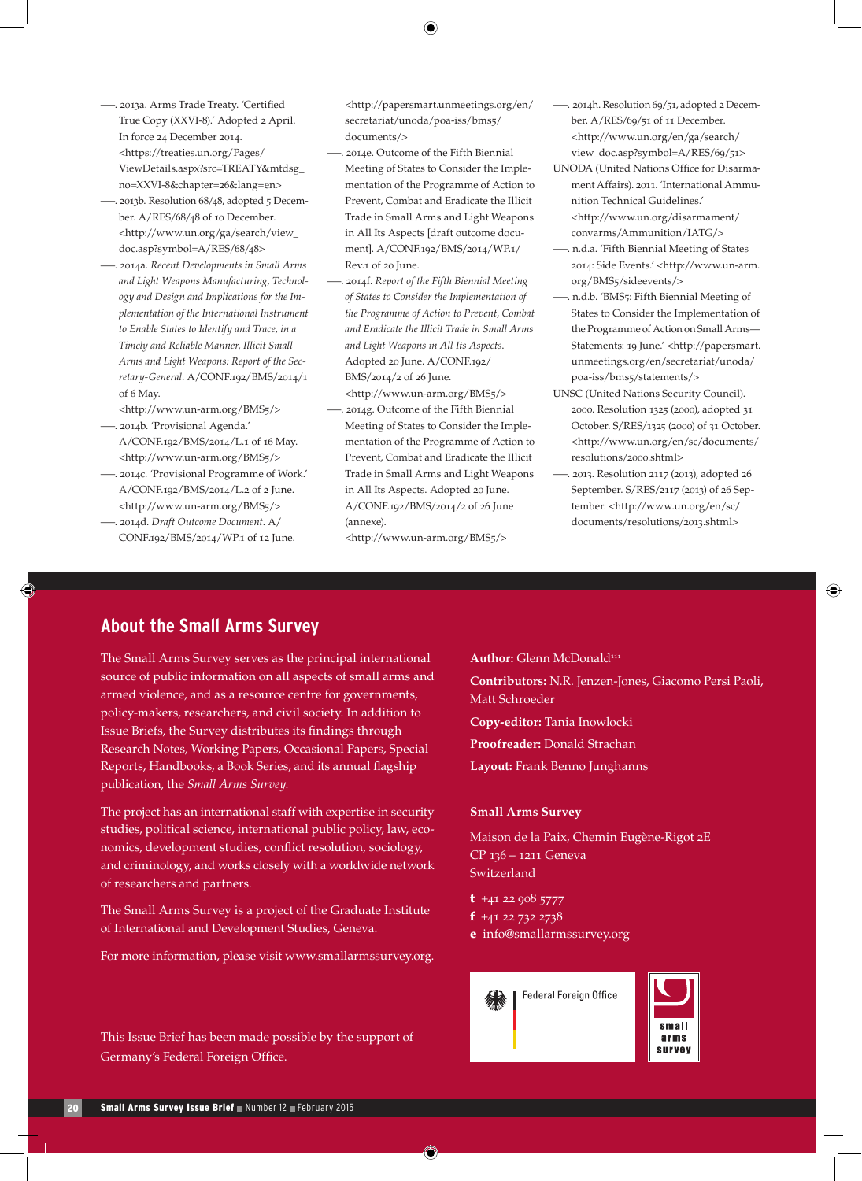——. 2013a. Arms Trade Treaty. 'Certified True Copy (XXVI-8).' Adopted 2 April. In force 24 December 2014. <https://treaties.un.org/Pages/ViewDetails.aspx?src=TREATY&mtdsg_no=XXVI-8&chapter=26&lang=en>

——. 2013b. Resolution 68/48, adopted 5 December. A/RES/68/48 of 10 December. <http://www.un.org/ga/search/view_doc.asp?symbol=A/RES/68/48>

——. 2014a. *Recent Developments in Small Arms and Light Weapons Manufacturing, Technology and Design and Implications for the Implementation of the International Instrument to Enable States to Identify and Trace, in a Timely and Reliable Manner, Illicit Small Arms and Light Weapons: Report of the Secretary-General*. A/CONF.192/BMS/2014/1 of 6 May. <http://www.un-arm.org/BMS5/>

——. 2014b. 'Provisional Agenda.' A/CONF.192/BMS/2014/L.1 of 16 May. <http://www.un-arm.org/BMS5/>

——. 2014c. 'Provisional Programme of Work.' A/CONF.192/BMS/2014/L.2 of 2 June. <http://www.un-arm.org/BMS5/>

——. 2014d. *Draft Outcome Document*. A/CONF.192/BMS/2014/WP.1 of 12 June. <http://papersmart.unmeetings.org/en/secretariat/unoda/poa-iss/bms5/documents/>

——. 2014e. Outcome of the Fifth Biennial Meeting of States to Consider the Implementation of the Programme of Action to Prevent, Combat and Eradicate the Illicit Trade in Small Arms and Light Weapons in All Its Aspects [draft outcome document]. A/CONF.192/BMS/2014/WP.1/Rev.1 of 20 June.

——. 2014f. *Report of the Fifth Biennial Meeting of States to Consider the Implementation of the Programme of Action to Prevent, Combat and Eradicate the Illicit Trade in Small Arms and Light Weapons in All Its Aspects*. Adopted 20 June. A/CONF.192/BMS/2014/2 of 26 June. <http://www.un-arm.org/BMS5/>

——. 2014g. Outcome of the Fifth Biennial Meeting of States to Consider the Implementation of the Programme of Action to Prevent, Combat and Eradicate the Illicit Trade in Small Arms and Light Weapons in All Its Aspects. Adopted 20 June. A/CONF.192/BMS/2014/2 of 26 June (annexe). <http://www.un-arm.org/BMS5/>

——. 2014h. Resolution 69/51, adopted 2 December. A/RES/69/51 of 11 December. <http://www.un.org/en/ga/search/view_doc.asp?symbol=A/RES/69/51>

UNODA (United Nations Office for Disarmament Affairs). 2011. 'International Ammunition Technical Guidelines.' <http://www.un.org/disarmament/convarms/Ammunition/IATG/>

——. n.d.a. 'Fifth Biennial Meeting of States 2014: Side Events.' <http://www.un-arm.org/BMS5/sideevents/>

——. n.d.b. 'BMS5: Fifth Biennial Meeting of States to Consider the Implementation of the Programme of Action on Small Arms—Statements: 19 June.' <http://papersmart.unmeetings.org/en/secretariat/unoda/poa-iss/bms5/statements/>

UNSC (United Nations Security Council). 2000. Resolution 1325 (2000), adopted 31 October. S/RES/1325 (2000) of 31 October. <http://www.un.org/en/sc/documents/resolutions/2000.shtml>

——. 2013. Resolution 2117 (2013), adopted 26 September. S/RES/2117 (2013) of 26 September. <http://www.un.org/en/sc/documents/resolutions/2013.shtml>

## About the Small Arms Survey

The Small Arms Survey serves as the principal international source of public information on all aspects of small arms and armed violence, and as a resource centre for governments, policy-makers, researchers, and civil society. In addition to Issue Briefs, the Survey distributes its findings through Research Notes, Working Papers, Occasional Papers, Special Reports, Handbooks, a Book Series, and its annual flagship publication, the *Small Arms Survey*.

The project has an international staff with expertise in security studies, political science, international public policy, law, economics, development studies, conflict resolution, sociology, and criminology, and works closely with a worldwide network of researchers and partners.

The Small Arms Survey is a project of the Graduate Institute of International and Development Studies, Geneva.

For more information, please visit www.smallarmssurvey.org.

This Issue Brief has been made possible by the support of Germany's Federal Foreign Office.

**Author:** Glenn McDonald[111]

**Contributors:** N.R. Jenzen-Jones, Giacomo Persi Paoli, Matt Schroeder

**Copy-editor:** Tania Inowlocki

**Proofreader:** Donald Strachan

**Layout:** Frank Benno Junghanns

**Small Arms Survey**

Maison de la Paix, Chemin Eugène-Rigot 2E
CP 136 – 1211 Geneva
Switzerland

**t** +41 22 908 5777
**f** +41 22 732 2738
**e** info@smallarmssurvey.org

Federal Foreign Office

small arms survey